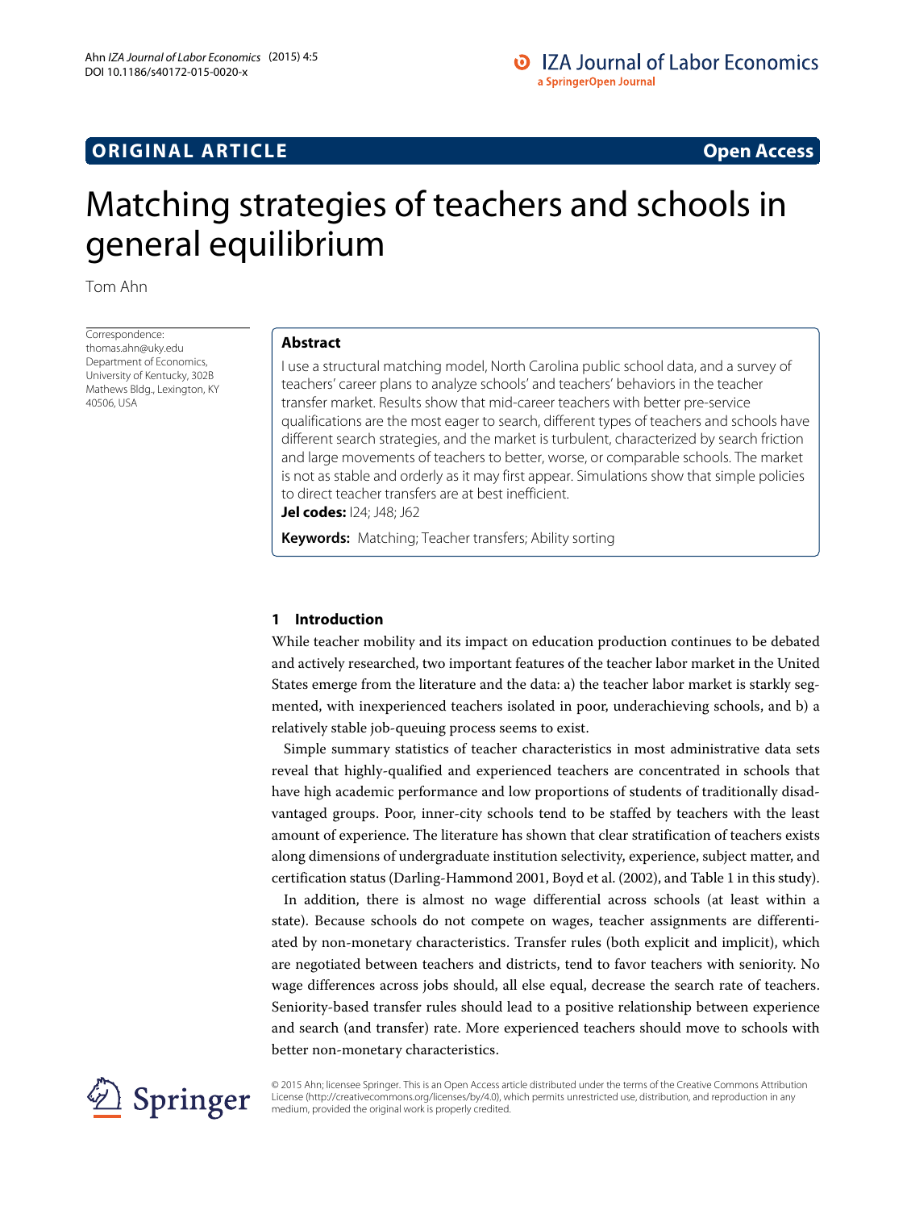ORIGINAL ARTICLE

Open Access

# Matching strategies of teachers and schools in general equilibrium

Tom Ahn

Correspondence:
thomas.ahn@uky.edu
Department of Economics,
University of Kentucky, 302B
Mathews Bldg., Lexington, KY
40506, USA

**Abstract**

I use a structural matching model, North Carolina public school data, and a survey of teachers' career plans to analyze schools' and teachers' behaviors in the teacher transfer market. Results show that mid-career teachers with better pre-service qualifications are the most eager to search, different types of teachers and schools have different search strategies, and the market is turbulent, characterized by search friction and large movements of teachers to better, worse, or comparable schools. The market is not as stable and orderly as it may first appear. Simulations show that simple policies to direct teacher transfers are at best inefficient.

**Jel codes:** I24; J48; J62

**Keywords:** Matching; Teacher transfers; Ability sorting

## 1 Introduction

While teacher mobility and its impact on education production continues to be debated and actively researched, two important features of the teacher labor market in the United States emerge from the literature and the data: a) the teacher labor market is starkly segmented, with inexperienced teachers isolated in poor, underachieving schools, and b) a relatively stable job-queuing process seems to exist.

Simple summary statistics of teacher characteristics in most administrative data sets reveal that highly-qualified and experienced teachers are concentrated in schools that have high academic performance and low proportions of students of traditionally disadvantaged groups. Poor, inner-city schools tend to be staffed by teachers with the least amount of experience. The literature has shown that clear stratification of teachers exists along dimensions of undergraduate institution selectivity, experience, subject matter, and certification status (Darling-Hammond 2001, Boyd et al. (2002), and Table 1 in this study).

In addition, there is almost no wage differential across schools (at least within a state). Because schools do not compete on wages, teacher assignments are differentiated by non-monetary characteristics. Transfer rules (both explicit and implicit), which are negotiated between teachers and districts, tend to favor teachers with seniority. No wage differences across jobs should, all else equal, decrease the search rate of teachers. Seniority-based transfer rules should lead to a positive relationship between experience and search (and transfer) rate. More experienced teachers should move to schools with better non-monetary characteristics.

© 2015 Ahn; licensee Springer. This is an Open Access article distributed under the terms of the Creative Commons Attribution License (http://creativecommons.org/licenses/by/4.0), which permits unrestricted use, distribution, and reproduction in any medium, provided the original work is properly credited.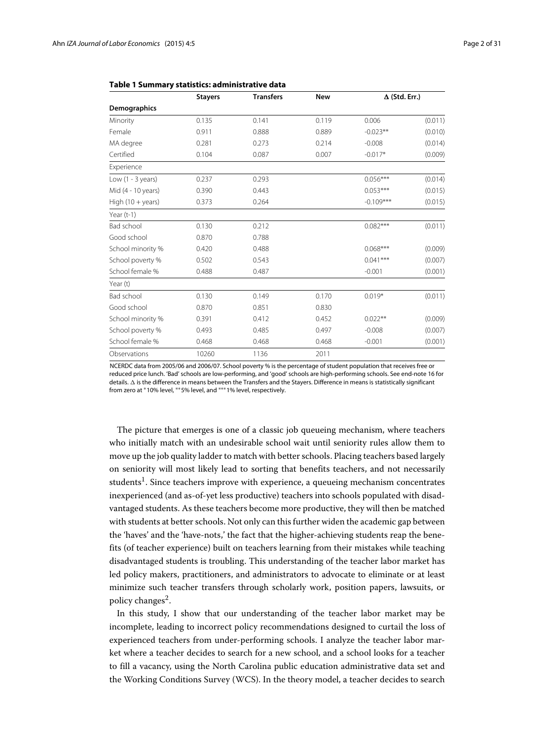**Table 1 Summary statistics: administrative data**

| | Stayers | Transfers | New | Δ (Std. Err.) | |
|---|---|---|---|---|---|
| **Demographics** | | | | | |
| Minority | 0.135 | 0.141 | 0.119 | 0.006 | (0.011) |
| Female | 0.911 | 0.888 | 0.889 | -0.023** | (0.010) |
| MA degree | 0.281 | 0.273 | 0.214 | -0.008 | (0.014) |
| Certified | 0.104 | 0.087 | 0.007 | -0.017* | (0.009) |
| Experience | | | | | |
| Low (1 - 3 years) | 0.237 | 0.293 | | 0.056*** | (0.014) |
| Mid (4 - 10 years) | 0.390 | 0.443 | | 0.053*** | (0.015) |
| High (10 + years) | 0.373 | 0.264 | | -0.109*** | (0.015) |
| Year (t-1) | | | | | |
| Bad school | 0.130 | 0.212 | | 0.082*** | (0.011) |
| Good school | 0.870 | 0.788 | | | |
| School minority % | 0.420 | 0.488 | | 0.068*** | (0.009) |
| School poverty % | 0.502 | 0.543 | | 0.041*** | (0.007) |
| School female % | 0.488 | 0.487 | | -0.001 | (0.001) |
| Year (t) | | | | | |
| Bad school | 0.130 | 0.149 | 0.170 | 0.019* | (0.011) |
| Good school | 0.870 | 0.851 | 0.830 | | |
| School minority % | 0.391 | 0.412 | 0.452 | 0.022** | (0.009) |
| School poverty % | 0.493 | 0.485 | 0.497 | -0.008 | (0.007) |
| School female % | 0.468 | 0.468 | 0.468 | -0.001 | (0.001) |
| Observations | 10260 | 1136 | 2011 | | |

NCERDC data from 2005/06 and 2006/07. School poverty % is the percentage of student population that receives free or reduced price lunch. 'Bad' schools are low-performing, and 'good' schools are high-performing schools. See end-note 16 for details. Δ is the difference in means between the Transfers and the Stayers. Difference in means is statistically significant from zero at *10% level, **5% level, and ***1% level, respectively.

The picture that emerges is one of a classic job queueing mechanism, where teachers who initially match with an undesirable school wait until seniority rules allow them to move up the job quality ladder to match with better schools. Placing teachers based largely on seniority will most likely lead to sorting that benefits teachers, and not necessarily students[1]. Since teachers improve with experience, a queueing mechanism concentrates inexperienced (and as-of-yet less productive) teachers into schools populated with disadvantaged students. As these teachers become more productive, they will then be matched with students at better schools. Not only can this further widen the academic gap between the 'haves' and the 'have-nots,' the fact that the higher-achieving students reap the benefits (of teacher experience) built on teachers learning from their mistakes while teaching disadvantaged students is troubling. This understanding of the teacher labor market has led policy makers, practitioners, and administrators to advocate to eliminate or at least minimize such teacher transfers through scholarly work, position papers, lawsuits, or policy changes[2].

In this study, I show that our understanding of the teacher labor market may be incomplete, leading to incorrect policy recommendations designed to curtail the loss of experienced teachers from under-performing schools. I analyze the teacher labor market where a teacher decides to search for a new school, and a school looks for a teacher to fill a vacancy, using the North Carolina public education administrative data set and the Working Conditions Survey (WCS). In the theory model, a teacher decides to search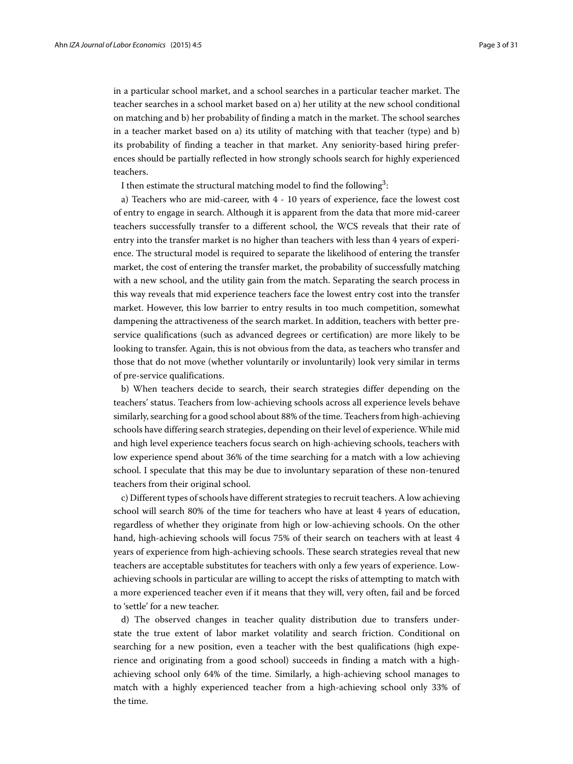in a particular school market, and a school searches in a particular teacher market. The teacher searches in a school market based on a) her utility at the new school conditional on matching and b) her probability of finding a match in the market. The school searches in a teacher market based on a) its utility of matching with that teacher (type) and b) its probability of finding a teacher in that market. Any seniority-based hiring preferences should be partially reflected in how strongly schools search for highly experienced teachers.

I then estimate the structural matching model to find the following[3]:

a) Teachers who are mid-career, with 4 - 10 years of experience, face the lowest cost of entry to engage in search. Although it is apparent from the data that more mid-career teachers successfully transfer to a different school, the WCS reveals that their rate of entry into the transfer market is no higher than teachers with less than 4 years of experience. The structural model is required to separate the likelihood of entering the transfer market, the cost of entering the transfer market, the probability of successfully matching with a new school, and the utility gain from the match. Separating the search process in this way reveals that mid experience teachers face the lowest entry cost into the transfer market. However, this low barrier to entry results in too much competition, somewhat dampening the attractiveness of the search market. In addition, teachers with better pre-service qualifications (such as advanced degrees or certification) are more likely to be looking to transfer. Again, this is not obvious from the data, as teachers who transfer and those that do not move (whether voluntarily or involuntarily) look very similar in terms of pre-service qualifications.

b) When teachers decide to search, their search strategies differ depending on the teachers' status. Teachers from low-achieving schools across all experience levels behave similarly, searching for a good school about 88% of the time. Teachers from high-achieving schools have differing search strategies, depending on their level of experience. While mid and high level experience teachers focus search on high-achieving schools, teachers with low experience spend about 36% of the time searching for a match with a low achieving school. I speculate that this may be due to involuntary separation of these non-tenured teachers from their original school.

c) Different types of schools have different strategies to recruit teachers. A low achieving school will search 80% of the time for teachers who have at least 4 years of education, regardless of whether they originate from high or low-achieving schools. On the other hand, high-achieving schools will focus 75% of their search on teachers with at least 4 years of experience from high-achieving schools. These search strategies reveal that new teachers are acceptable substitutes for teachers with only a few years of experience. Low-achieving schools in particular are willing to accept the risks of attempting to match with a more experienced teacher even if it means that they will, very often, fail and be forced to 'settle' for a new teacher.

d) The observed changes in teacher quality distribution due to transfers understate the true extent of labor market volatility and search friction. Conditional on searching for a new position, even a teacher with the best qualifications (high experience and originating from a good school) succeeds in finding a match with a high-achieving school only 64% of the time. Similarly, a high-achieving school manages to match with a highly experienced teacher from a high-achieving school only 33% of the time.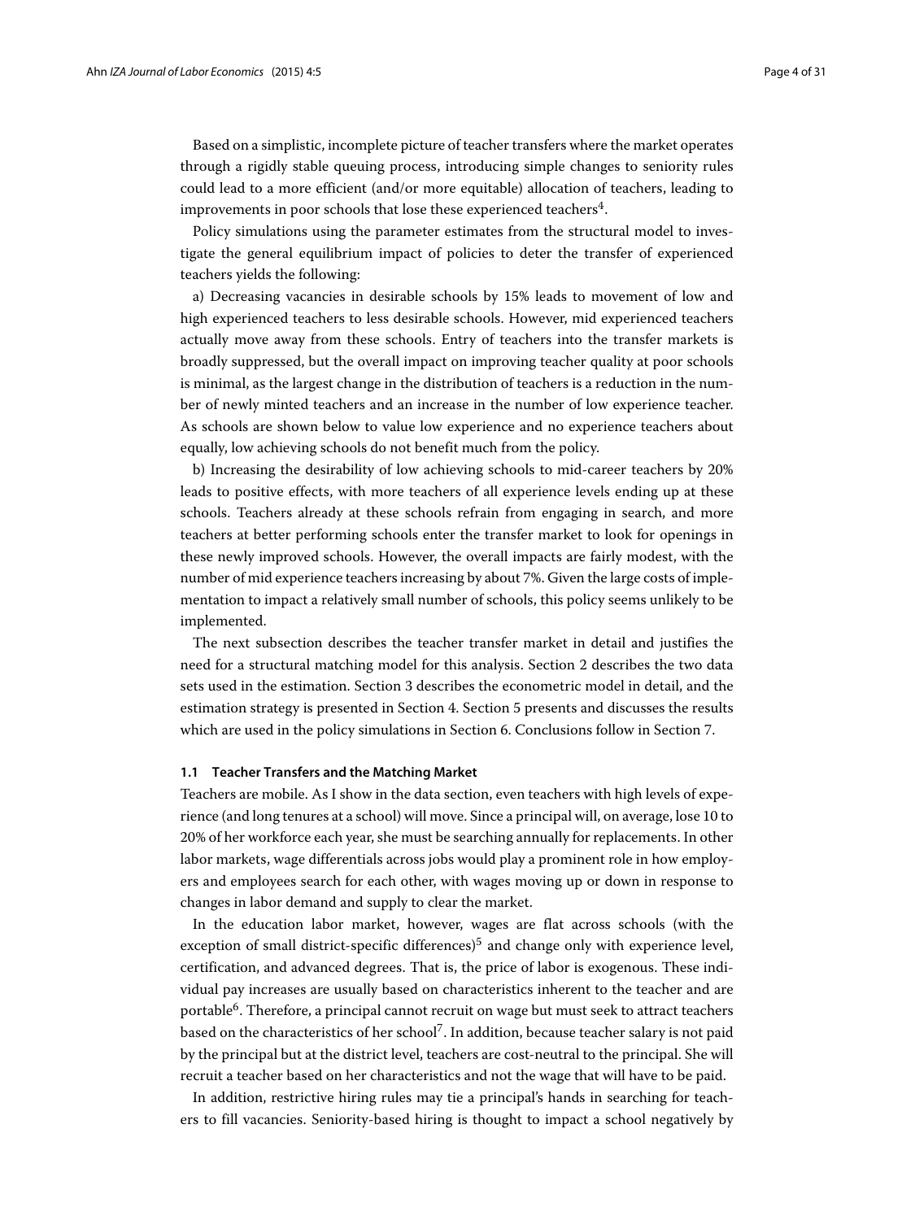Based on a simplistic, incomplete picture of teacher transfers where the market operates through a rigidly stable queuing process, introducing simple changes to seniority rules could lead to a more efficient (and/or more equitable) allocation of teachers, leading to improvements in poor schools that lose these experienced teachers[4].

Policy simulations using the parameter estimates from the structural model to investigate the general equilibrium impact of policies to deter the transfer of experienced teachers yields the following:

a) Decreasing vacancies in desirable schools by 15% leads to movement of low and high experienced teachers to less desirable schools. However, mid experienced teachers actually move away from these schools. Entry of teachers into the transfer markets is broadly suppressed, but the overall impact on improving teacher quality at poor schools is minimal, as the largest change in the distribution of teachers is a reduction in the number of newly minted teachers and an increase in the number of low experience teacher. As schools are shown below to value low experience and no experience teachers about equally, low achieving schools do not benefit much from the policy.

b) Increasing the desirability of low achieving schools to mid-career teachers by 20% leads to positive effects, with more teachers of all experience levels ending up at these schools. Teachers already at these schools refrain from engaging in search, and more teachers at better performing schools enter the transfer market to look for openings in these newly improved schools. However, the overall impacts are fairly modest, with the number of mid experience teachers increasing by about 7%. Given the large costs of implementation to impact a relatively small number of schools, this policy seems unlikely to be implemented.

The next subsection describes the teacher transfer market in detail and justifies the need for a structural matching model for this analysis. Section 2 describes the two data sets used in the estimation. Section 3 describes the econometric model in detail, and the estimation strategy is presented in Section 4. Section 5 presents and discusses the results which are used in the policy simulations in Section 6. Conclusions follow in Section 7.

### 1.1 Teacher Transfers and the Matching Market

Teachers are mobile. As I show in the data section, even teachers with high levels of experience (and long tenures at a school) will move. Since a principal will, on average, lose 10 to 20% of her workforce each year, she must be searching annually for replacements. In other labor markets, wage differentials across jobs would play a prominent role in how employers and employees search for each other, with wages moving up or down in response to changes in labor demand and supply to clear the market.

In the education labor market, however, wages are flat across schools (with the exception of small district-specific differences)[5] and change only with experience level, certification, and advanced degrees. That is, the price of labor is exogenous. These individual pay increases are usually based on characteristics inherent to the teacher and are portable[6]. Therefore, a principal cannot recruit on wage but must seek to attract teachers based on the characteristics of her school[7]. In addition, because teacher salary is not paid by the principal but at the district level, teachers are cost-neutral to the principal. She will recruit a teacher based on her characteristics and not the wage that will have to be paid.

In addition, restrictive hiring rules may tie a principal's hands in searching for teachers to fill vacancies. Seniority-based hiring is thought to impact a school negatively by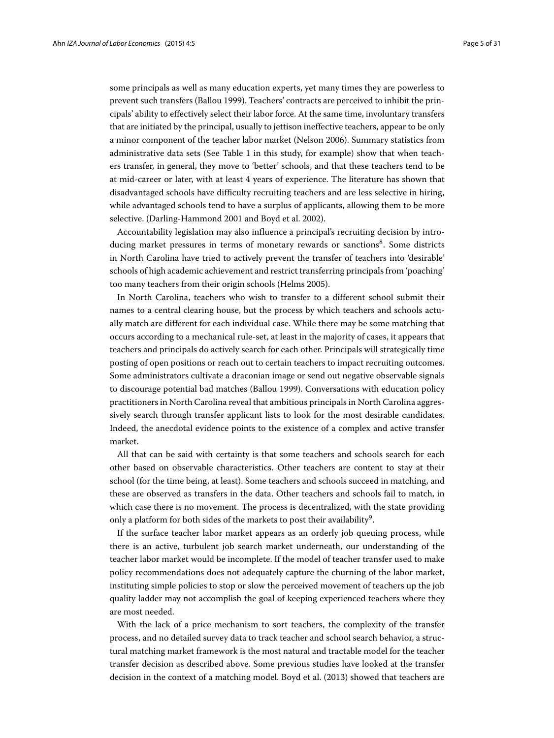some principals as well as many education experts, yet many times they are powerless to prevent such transfers (Ballou 1999). Teachers' contracts are perceived to inhibit the principals' ability to effectively select their labor force. At the same time, involuntary transfers that are initiated by the principal, usually to jettison ineffective teachers, appear to be only a minor component of the teacher labor market (Nelson 2006). Summary statistics from administrative data sets (See Table 1 in this study, for example) show that when teachers transfer, in general, they move to 'better' schools, and that these teachers tend to be at mid-career or later, with at least 4 years of experience. The literature has shown that disadvantaged schools have difficulty recruiting teachers and are less selective in hiring, while advantaged schools tend to have a surplus of applicants, allowing them to be more selective. (Darling-Hammond 2001 and Boyd et al. 2002).

Accountability legislation may also influence a principal's recruiting decision by introducing market pressures in terms of monetary rewards or sanctions[8]. Some districts in North Carolina have tried to actively prevent the transfer of teachers into 'desirable' schools of high academic achievement and restrict transferring principals from 'poaching' too many teachers from their origin schools (Helms 2005).

In North Carolina, teachers who wish to transfer to a different school submit their names to a central clearing house, but the process by which teachers and schools actually match are different for each individual case. While there may be some matching that occurs according to a mechanical rule-set, at least in the majority of cases, it appears that teachers and principals do actively search for each other. Principals will strategically time posting of open positions or reach out to certain teachers to impact recruiting outcomes. Some administrators cultivate a draconian image or send out negative observable signals to discourage potential bad matches (Ballou 1999). Conversations with education policy practitioners in North Carolina reveal that ambitious principals in North Carolina aggressively search through transfer applicant lists to look for the most desirable candidates. Indeed, the anecdotal evidence points to the existence of a complex and active transfer market.

All that can be said with certainty is that some teachers and schools search for each other based on observable characteristics. Other teachers are content to stay at their school (for the time being, at least). Some teachers and schools succeed in matching, and these are observed as transfers in the data. Other teachers and schools fail to match, in which case there is no movement. The process is decentralized, with the state providing only a platform for both sides of the markets to post their availability[9].

If the surface teacher labor market appears as an orderly job queuing process, while there is an active, turbulent job search market underneath, our understanding of the teacher labor market would be incomplete. If the model of teacher transfer used to make policy recommendations does not adequately capture the churning of the labor market, instituting simple policies to stop or slow the perceived movement of teachers up the job quality ladder may not accomplish the goal of keeping experienced teachers where they are most needed.

With the lack of a price mechanism to sort teachers, the complexity of the transfer process, and no detailed survey data to track teacher and school search behavior, a structural matching market framework is the most natural and tractable model for the teacher transfer decision as described above. Some previous studies have looked at the transfer decision in the context of a matching model. Boyd et al. (2013) showed that teachers are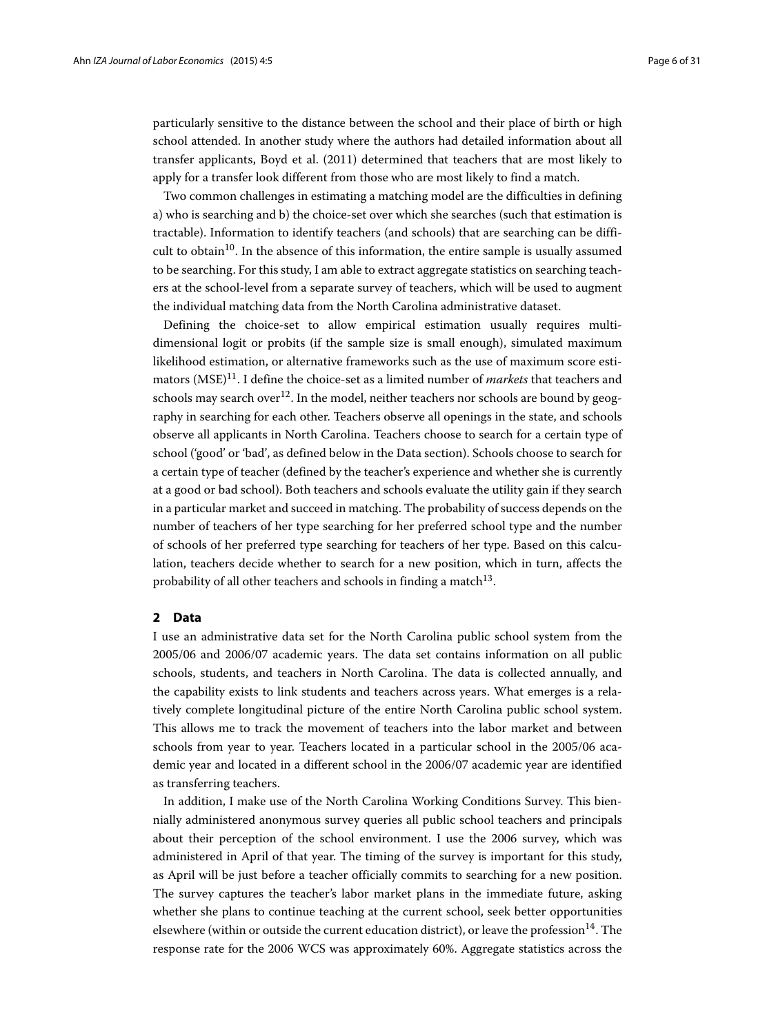particularly sensitive to the distance between the school and their place of birth or high school attended. In another study where the authors had detailed information about all transfer applicants, Boyd et al. (2011) determined that teachers that are most likely to apply for a transfer look different from those who are most likely to find a match.

Two common challenges in estimating a matching model are the difficulties in defining a) who is searching and b) the choice-set over which she searches (such that estimation is tractable). Information to identify teachers (and schools) that are searching can be difficult to obtain[10]. In the absence of this information, the entire sample is usually assumed to be searching. For this study, I am able to extract aggregate statistics on searching teachers at the school-level from a separate survey of teachers, which will be used to augment the individual matching data from the North Carolina administrative dataset.

Defining the choice-set to allow empirical estimation usually requires multi-dimensional logit or probits (if the sample size is small enough), simulated maximum likelihood estimation, or alternative frameworks such as the use of maximum score estimators (MSE)[11]. I define the choice-set as a limited number of *markets* that teachers and schools may search over[12]. In the model, neither teachers nor schools are bound by geography in searching for each other. Teachers observe all openings in the state, and schools observe all applicants in North Carolina. Teachers choose to search for a certain type of school ('good' or 'bad', as defined below in the Data section). Schools choose to search for a certain type of teacher (defined by the teacher's experience and whether she is currently at a good or bad school). Both teachers and schools evaluate the utility gain if they search in a particular market and succeed in matching. The probability of success depends on the number of teachers of her type searching for her preferred school type and the number of schools of her preferred type searching for teachers of her type. Based on this calculation, teachers decide whether to search for a new position, which in turn, affects the probability of all other teachers and schools in finding a match[13].

## 2 Data

I use an administrative data set for the North Carolina public school system from the 2005/06 and 2006/07 academic years. The data set contains information on all public schools, students, and teachers in North Carolina. The data is collected annually, and the capability exists to link students and teachers across years. What emerges is a relatively complete longitudinal picture of the entire North Carolina public school system. This allows me to track the movement of teachers into the labor market and between schools from year to year. Teachers located in a particular school in the 2005/06 academic year and located in a different school in the 2006/07 academic year are identified as transferring teachers.

In addition, I make use of the North Carolina Working Conditions Survey. This biennially administered anonymous survey queries all public school teachers and principals about their perception of the school environment. I use the 2006 survey, which was administered in April of that year. The timing of the survey is important for this study, as April will be just before a teacher officially commits to searching for a new position. The survey captures the teacher's labor market plans in the immediate future, asking whether she plans to continue teaching at the current school, seek better opportunities elsewhere (within or outside the current education district), or leave the profession[14]. The response rate for the 2006 WCS was approximately 60%. Aggregate statistics across the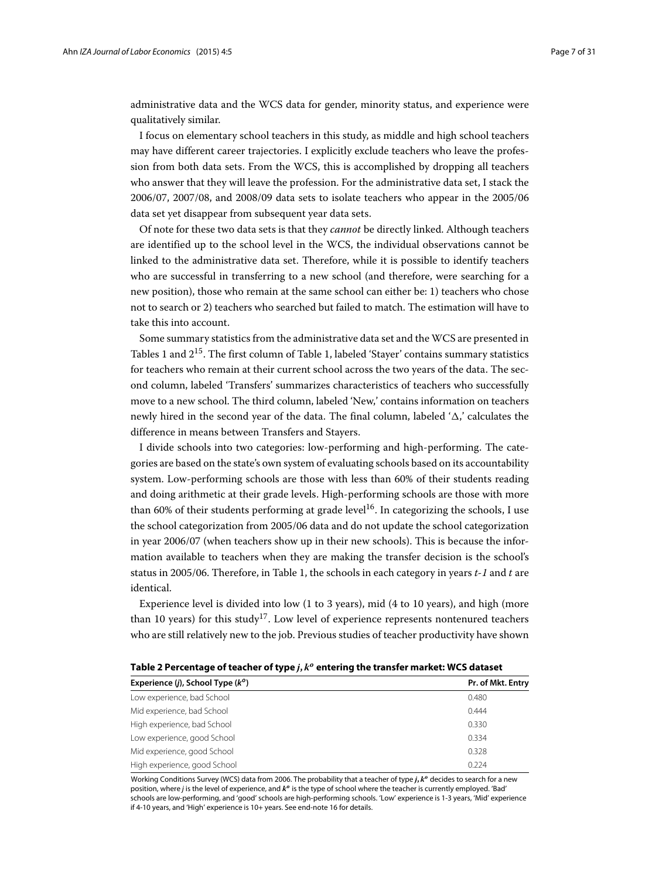administrative data and the WCS data for gender, minority status, and experience were qualitatively similar.

I focus on elementary school teachers in this study, as middle and high school teachers may have different career trajectories. I explicitly exclude teachers who leave the profession from both data sets. From the WCS, this is accomplished by dropping all teachers who answer that they will leave the profession. For the administrative data set, I stack the 2006/07, 2007/08, and 2008/09 data sets to isolate teachers who appear in the 2005/06 data set yet disappear from subsequent year data sets.

Of note for these two data sets is that they *cannot* be directly linked. Although teachers are identified up to the school level in the WCS, the individual observations cannot be linked to the administrative data set. Therefore, while it is possible to identify teachers who are successful in transferring to a new school (and therefore, were searching for a new position), those who remain at the same school can either be: 1) teachers who chose not to search or 2) teachers who searched but failed to match. The estimation will have to take this into account.

Some summary statistics from the administrative data set and the WCS are presented in Tables 1 and 2[15]. The first column of Table 1, labeled 'Stayer' contains summary statistics for teachers who remain at their current school across the two years of the data. The second column, labeled 'Transfers' summarizes characteristics of teachers who successfully move to a new school. The third column, labeled 'New,' contains information on teachers newly hired in the second year of the data. The final column, labeled '$\Delta$,' calculates the difference in means between Transfers and Stayers.

I divide schools into two categories: low-performing and high-performing. The categories are based on the state's own system of evaluating schools based on its accountability system. Low-performing schools are those with less than 60% of their students reading and doing arithmetic at their grade levels. High-performing schools are those with more than 60% of their students performing at grade level[16]. In categorizing the schools, I use the school categorization from 2005/06 data and do not update the school categorization in year 2006/07 (when teachers show up in their new schools). This is because the information available to teachers when they are making the transfer decision is the school's status in 2005/06. Therefore, in Table 1, the schools in each category in years *t-1* and *t* are identical.

Experience level is divided into low (1 to 3 years), mid (4 to 10 years), and high (more than 10 years) for this study[17]. Low level of experience represents nontenured teachers who are still relatively new to the job. Previous studies of teacher productivity have shown

**Table 2 Percentage of teacher of type $j, k^o$ entering the transfer market: WCS dataset**

| Experience ($j$), School Type ($k^o$) | Pr. of Mkt. Entry |
|---|---|
| Low experience, bad School | 0.480 |
| Mid experience, bad School | 0.444 |
| High experience, bad School | 0.330 |
| Low experience, good School | 0.334 |
| Mid experience, good School | 0.328 |
| High experience, good School | 0.224 |

Working Conditions Survey (WCS) data from 2006. The probability that a teacher of type $j, k^o$ decides to search for a new position, where $j$ is the level of experience, and $k^o$ is the type of school where the teacher is currently employed. 'Bad' schools are low-performing, and 'good' schools are high-performing schools. 'Low' experience is 1-3 years, 'Mid' experience if 4-10 years, and 'High' experience is 10+ years. See end-note 16 for details.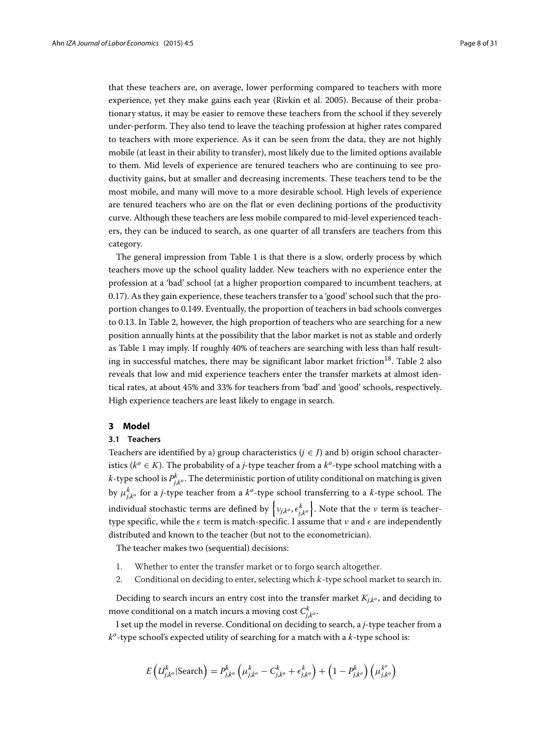that these teachers are, on average, lower performing compared to teachers with more experience, yet they make gains each year (Rivkin et al. 2005). Because of their probationary status, it may be easier to remove these teachers from the school if they severely under-perform. They also tend to leave the teaching profession at higher rates compared to teachers with more experience. As it can be seen from the data, they are not highly mobile (at least in their ability to transfer), most likely due to the limited options available to them. Mid levels of experience are tenured teachers who are continuing to see productivity gains, but at smaller and decreasing increments. These teachers tend to be the most mobile, and many will move to a more desirable school. High levels of experience are tenured teachers who are on the flat or even declining portions of the productivity curve. Although these teachers are less mobile compared to mid-level experienced teachers, they can be induced to search, as one quarter of all transfers are teachers from this category.

The general impression from Table 1 is that there is a slow, orderly process by which teachers move up the school quality ladder. New teachers with no experience enter the profession at a 'bad' school (at a higher proportion compared to incumbent teachers, at 0.17). As they gain experience, these teachers transfer to a 'good' school such that the proportion changes to 0.149. Eventually, the proportion of teachers in bad schools converges to 0.13. In Table 2, however, the high proportion of teachers who are searching for a new position annually hints at the possibility that the labor market is not as stable and orderly as Table 1 may imply. If roughly 40% of teachers are searching with less than half resulting in successful matches, there may be significant labor market friction[18]. Table 2 also reveals that low and mid experience teachers enter the transfer markets at almost identical rates, at about 45% and 33% for teachers from 'bad' and 'good' schools, respectively. High experience teachers are least likely to engage in search.

## 3 Model

### 3.1 Teachers

Teachers are identified by a) group characteristics ($j \in J$) and b) origin school characteristics ($k^o \in K$). The probability of a $j$-type teacher from a $k^o$-type school matching with a $k$-type school is $P^k_{j,k^o}$. The deterministic portion of utility conditional on matching is given by $\mu^k_{j,k^o}$ for a $j$-type teacher from a $k^o$-type school transferring to a $k$-type school. The individual stochastic terms are defined by $\left\{\nu_{j,k^o}, \epsilon^k_{j,k^o}\right\}$. Note that the $\nu$ term is teacher-type specific, while the $\epsilon$ term is match-specific. I assume that $\nu$ and $\epsilon$ are independently distributed and known to the teacher (but not to the econometrician).

The teacher makes two (sequential) decisions:

1. Whether to enter the transfer market or to forgo search altogether.
2. Conditional on deciding to enter, selecting which $k$-type school market to search in.

Deciding to search incurs an entry cost into the transfer market $K_{j,k^o}$, and deciding to move conditional on a match incurs a moving cost $C^k_{j,k^o}$.

I set up the model in reverse. Conditional on deciding to search, a $j$-type teacher from a $k^o$-type school's expected utility of searching for a match with a $k$-type school is:

$$E\left(U^k_{j,k^o}|\text{Search}\right) = P^k_{j,k^o}\left(\mu^k_{j,k^o} - C^k_{j,k^o} + \epsilon^k_{j,k^o}\right) + \left(1 - P^k_{j,k^o}\right)\left(\mu^{k^o}_{j,k^o}\right)$$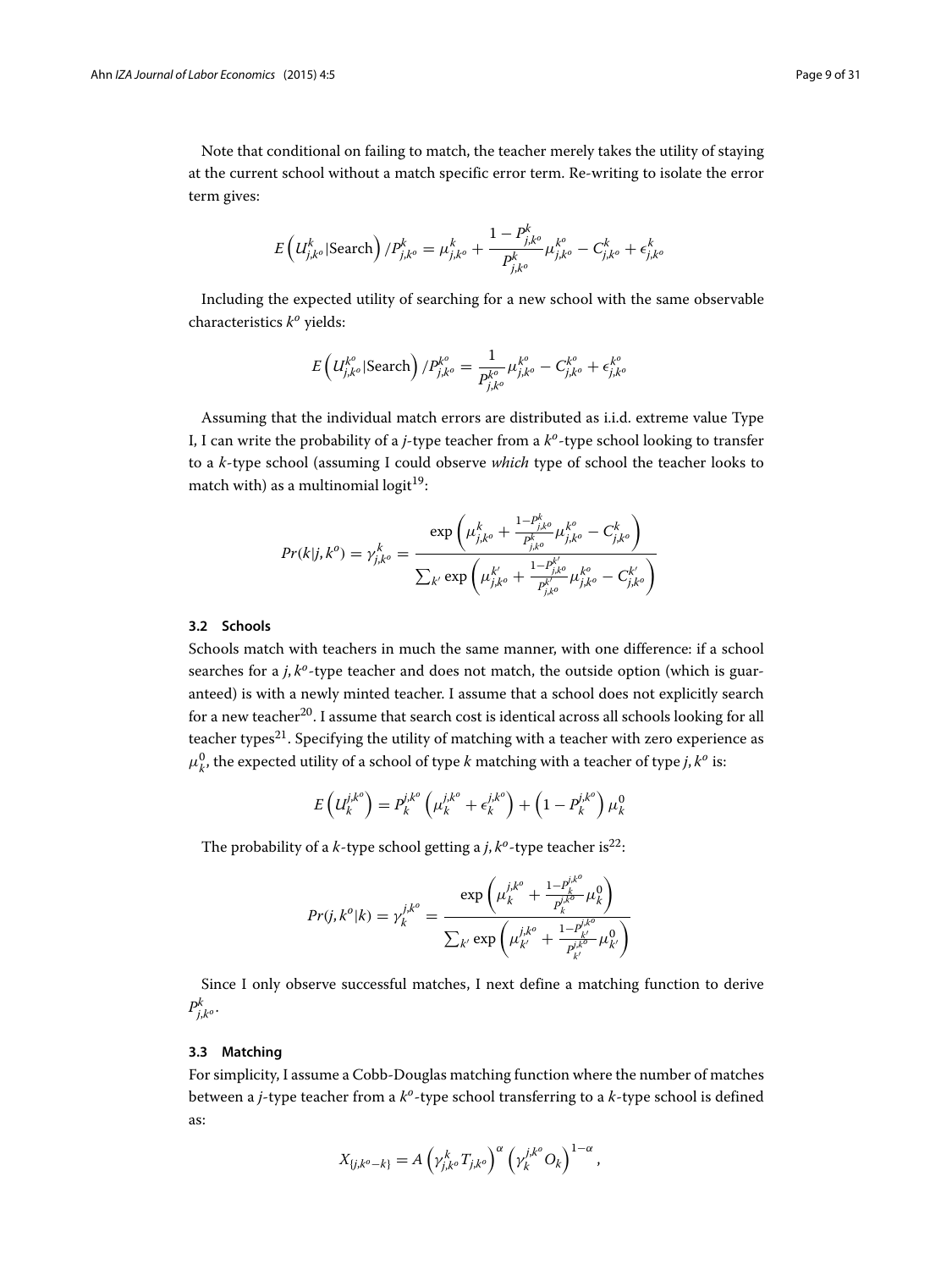Note that conditional on failing to match, the teacher merely takes the utility of staying at the current school without a match specific error term. Re-writing to isolate the error term gives:

$$E\left(U_{j,k^o}^{k}|\text{Search}\right)/P_{j,k^o}^{k} = \mu_{j,k^o}^{k} + \frac{1-P_{j,k^o}^{k}}{P_{j,k^o}^{k}}\mu_{j,k^o}^{k^o} - C_{j,k^o}^{k} + \epsilon_{j,k^o}^{k}$$

Including the expected utility of searching for a new school with the same observable characteristics $k^o$ yields:

$$E\left(U_{j,k^o}^{k^o}|\text{Search}\right)/P_{j,k^o}^{k^o} = \frac{1}{P_{j,k^o}^{k^o}}\mu_{j,k^o}^{k^o} - C_{j,k^o}^{k^o} + \epsilon_{j,k^o}^{k^o}$$

Assuming that the individual match errors are distributed as i.i.d. extreme value Type I, I can write the probability of a *j*-type teacher from a $k^o$-type school looking to transfer to a *k*-type school (assuming I could observe *which* type of school the teacher looks to match with) as a multinomial logit[19]:

$$Pr(k|j,k^o) = \gamma_{j,k^o}^{k} = \frac{\exp\left(\mu_{j,k^o}^{k} + \frac{1-P_{j,k^o}^{k}}{P_{j,k^o}^{k}}\mu_{j,k^o}^{k^o} - C_{j,k^o}^{k}\right)}{\sum_{k'}\exp\left(\mu_{j,k^o}^{k'} + \frac{1-P_{j,k^o}^{k'}}{P_{j,k^o}^{k'}}\mu_{j,k^o}^{k^o} - C_{j,k^o}^{k'}\right)}$$

### 3.2 Schools

Schools match with teachers in much the same manner, with one difference: if a school searches for a $j,k^o$-type teacher and does not match, the outside option (which is guaranteed) is with a newly minted teacher. I assume that a school does not explicitly search for a new teacher[20]. I assume that search cost is identical across all schools looking for all teacher types[21]. Specifying the utility of matching with a teacher with zero experience as $\mu_k^0$, the expected utility of a school of type *k* matching with a teacher of type $j,k^o$ is:

$$E\left(U_k^{j,k^o}\right) = P_k^{j,k^o}\left(\mu_k^{j,k^o} + \epsilon_k^{j,k^o}\right) + \left(1-P_k^{j,k^o}\right)\mu_k^0$$

The probability of a *k*-type school getting a $j,k^o$-type teacher is[22]:

$$Pr(j,k^o|k) = \gamma_k^{j,k^o} = \frac{\exp\left(\mu_k^{j,k^o} + \frac{1-P_k^{j,k^o}}{P_k^{j,k^o}}\mu_k^0\right)}{\sum_{k'}\exp\left(\mu_{k'}^{j,k^o} + \frac{1-P_{k'}^{j,k^o}}{P_{k'}^{j,k^o}}\mu_{k'}^0\right)}$$

Since I only observe successful matches, I next define a matching function to derive $P_{j,k^o}^{k}$.

### 3.3 Matching

For simplicity, I assume a Cobb-Douglas matching function where the number of matches between a *j*-type teacher from a $k^o$-type school transferring to a *k*-type school is defined as:

$$X_{\{j,k^o-k\}} = A\left(\gamma_{j,k^o}^{k}T_{j,k^o}\right)^{\alpha}\left(\gamma_k^{j,k^o}O_k\right)^{1-\alpha},$$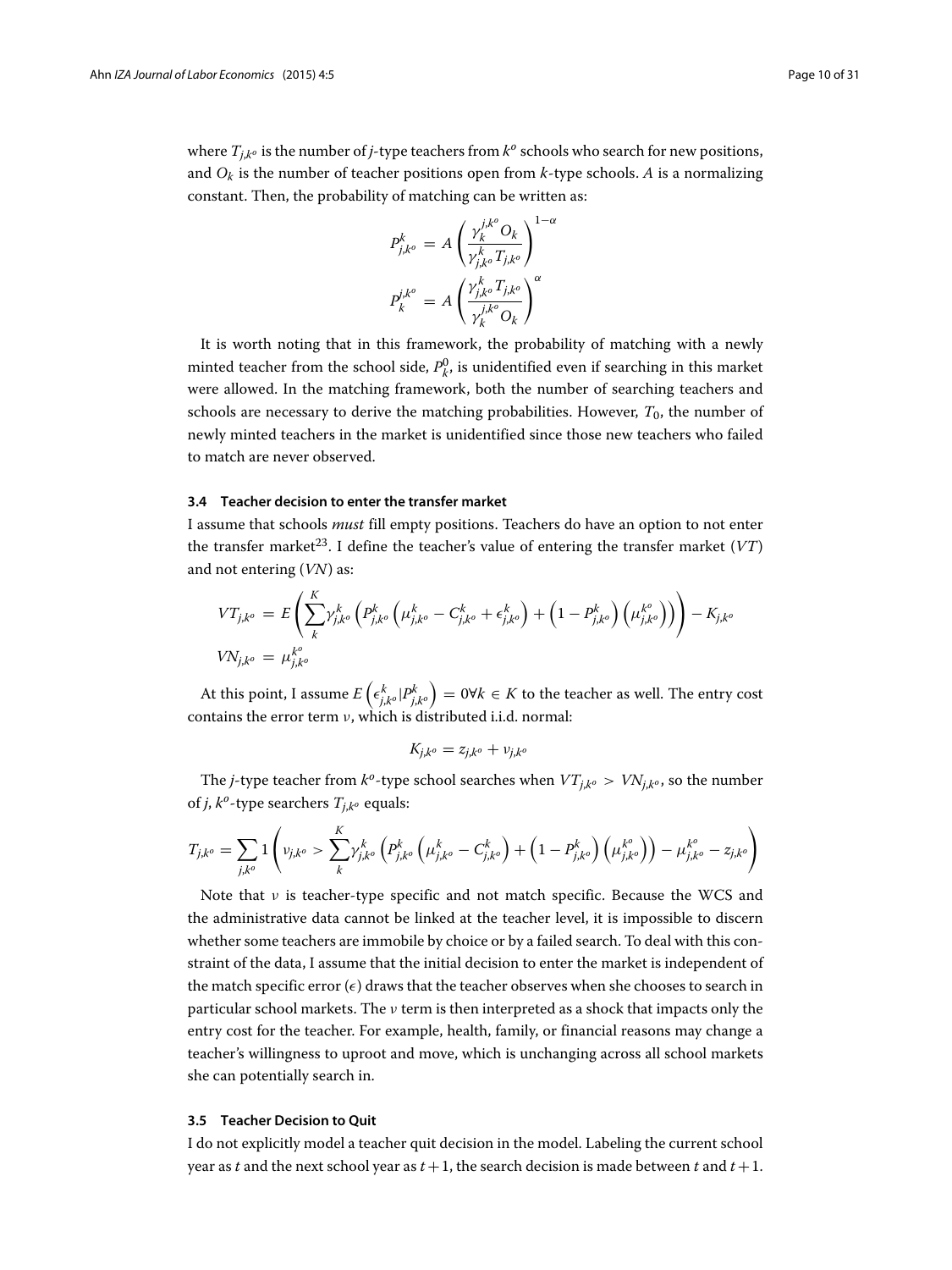where $T_{j,k^o}$ is the number of $j$-type teachers from $k^o$ schools who search for new positions, and $O_k$ is the number of teacher positions open from $k$-type schools. $A$ is a normalizing constant. Then, the probability of matching can be written as:

$$P^k_{j,k^o} = A\left(\frac{\gamma^{j,k^o}_k O_k}{\gamma^k_{j,k^o} T_{j,k^o}}\right)^{1-\alpha}$$

$$P^{j,k^o}_k = A\left(\frac{\gamma^k_{j,k^o} T_{j,k^o}}{\gamma^{j,k^o}_k O_k}\right)^{\alpha}$$

It is worth noting that in this framework, the probability of matching with a newly minted teacher from the school side, $P^0_k$, is unidentified even if searching in this market were allowed. In the matching framework, both the number of searching teachers and schools are necessary to derive the matching probabilities. However, $T_0$, the number of newly minted teachers in the market is unidentified since those new teachers who failed to match are never observed.

### 3.4 Teacher decision to enter the transfer market

I assume that schools *must* fill empty positions. Teachers do have an option to not enter the transfer market[23]. I define the teacher's value of entering the transfer market ($VT$) and not entering ($VN$) as:

$$VT_{j,k^o} = E\left(\sum_k^K \gamma^k_{j,k^o}\left(P^k_{j,k^o}\left(\mu^k_{j,k^o} - C^k_{j,k^o} + \epsilon^k_{j,k^o}\right) + \left(1 - P^k_{j,k^o}\right)\left(\mu^{k^o}_{j,k^o}\right)\right)\right) - K_{j,k^o}$$

$$VN_{j,k^o} = \mu^{k^o}_{j,k^o}$$

At this point, I assume $E\left(\epsilon^k_{j,k^o} | P^k_{j,k^o}\right) = 0 \forall k \in K$ to the teacher as well. The entry cost contains the error term $\nu$, which is distributed i.i.d. normal:

$$K_{j,k^o} = z_{j,k^o} + \nu_{j,k^o}$$

The $j$-type teacher from $k^o$-type school searches when $VT_{j,k^o} > VN_{j,k^o}$, so the number of $j$, $k^o$-type searchers $T_{j,k^o}$ equals:

$$T_{j,k^o} = \sum_{j,k^o} 1\left(\nu_{j,k^o} > \sum_k^K \gamma^k_{j,k^o}\left(P^k_{j,k^o}\left(\mu^k_{j,k^o} - C^k_{j,k^o}\right) + \left(1 - P^k_{j,k^o}\right)\left(\mu^{k^o}_{j,k^o}\right)\right) - \mu^{k^o}_{j,k^o} - z_{j,k^o}\right)$$

Note that $\nu$ is teacher-type specific and not match specific. Because the WCS and the administrative data cannot be linked at the teacher level, it is impossible to discern whether some teachers are immobile by choice or by a failed search. To deal with this constraint of the data, I assume that the initial decision to enter the market is independent of the match specific error ($\epsilon$) draws that the teacher observes when she chooses to search in particular school markets. The $\nu$ term is then interpreted as a shock that impacts only the entry cost for the teacher. For example, health, family, or financial reasons may change a teacher's willingness to uproot and move, which is unchanging across all school markets she can potentially search in.

### 3.5 Teacher Decision to Quit

I do not explicitly model a teacher quit decision in the model. Labeling the current school year as $t$ and the next school year as $t+1$, the search decision is made between $t$ and $t+1$.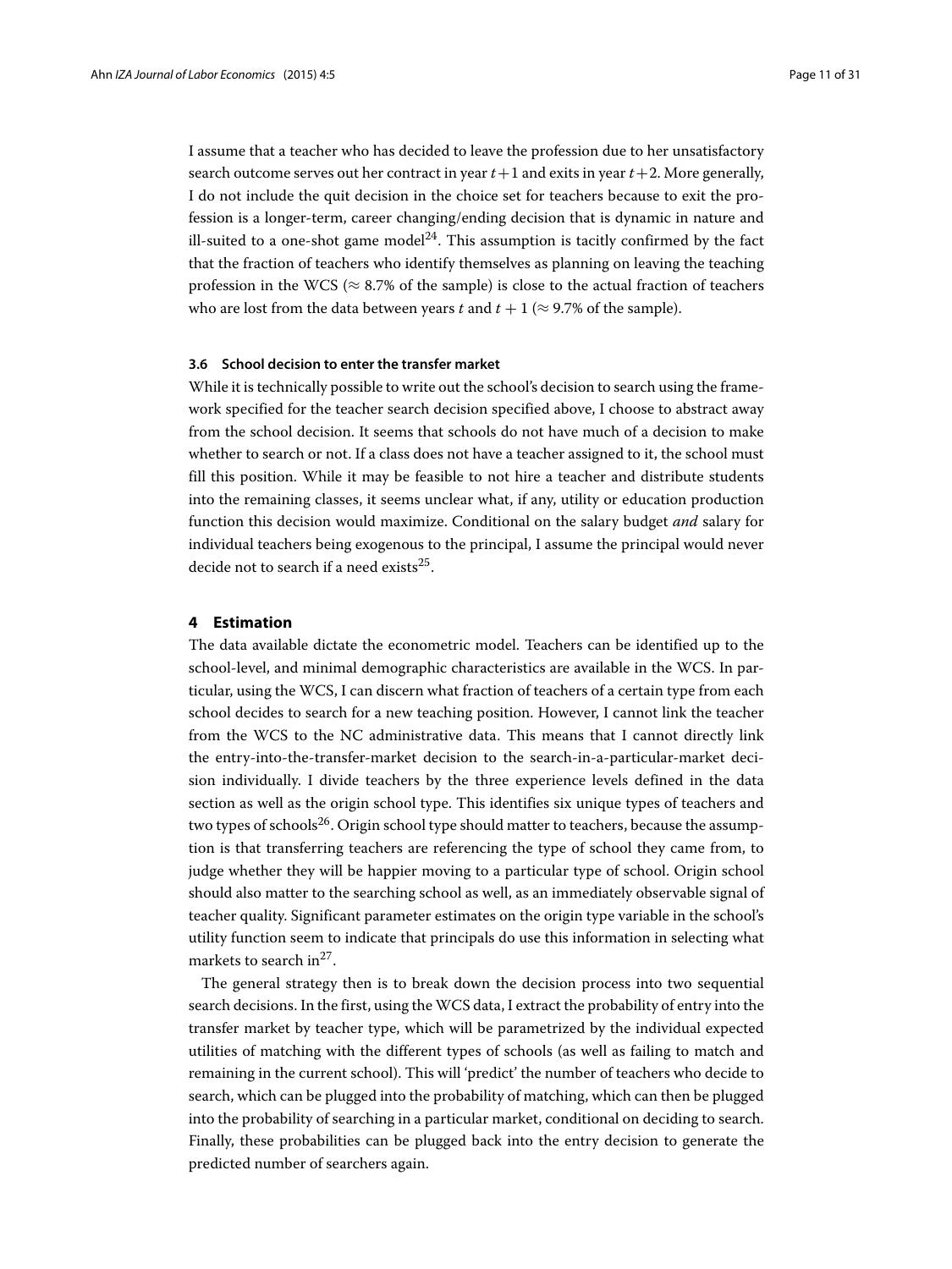I assume that a teacher who has decided to leave the profession due to her unsatisfactory search outcome serves out her contract in year $t+1$ and exits in year $t+2$. More generally, I do not include the quit decision in the choice set for teachers because to exit the profession is a longer-term, career changing/ending decision that is dynamic in nature and ill-suited to a one-shot game model[24]. This assumption is tacitly confirmed by the fact that the fraction of teachers who identify themselves as planning on leaving the teaching profession in the WCS ($\approx 8.7\%$ of the sample) is close to the actual fraction of teachers who are lost from the data between years $t$ and $t+1$ ($\approx 9.7\%$ of the sample).

### 3.6 School decision to enter the transfer market

While it is technically possible to write out the school's decision to search using the framework specified for the teacher search decision specified above, I choose to abstract away from the school decision. It seems that schools do not have much of a decision to make whether to search or not. If a class does not have a teacher assigned to it, the school must fill this position. While it may be feasible to not hire a teacher and distribute students into the remaining classes, it seems unclear what, if any, utility or education production function this decision would maximize. Conditional on the salary budget *and* salary for individual teachers being exogenous to the principal, I assume the principal would never decide not to search if a need exists[25].

## 4 Estimation

The data available dictate the econometric model. Teachers can be identified up to the school-level, and minimal demographic characteristics are available in the WCS. In particular, using the WCS, I can discern what fraction of teachers of a certain type from each school decides to search for a new teaching position. However, I cannot link the teacher from the WCS to the NC administrative data. This means that I cannot directly link the entry-into-the-transfer-market decision to the search-in-a-particular-market decision individually. I divide teachers by the three experience levels defined in the data section as well as the origin school type. This identifies six unique types of teachers and two types of schools[26]. Origin school type should matter to teachers, because the assumption is that transferring teachers are referencing the type of school they came from, to judge whether they will be happier moving to a particular type of school. Origin school should also matter to the searching school as well, as an immediately observable signal of teacher quality. Significant parameter estimates on the origin type variable in the school's utility function seem to indicate that principals do use this information in selecting what markets to search in[27].

The general strategy then is to break down the decision process into two sequential search decisions. In the first, using the WCS data, I extract the probability of entry into the transfer market by teacher type, which will be parametrized by the individual expected utilities of matching with the different types of schools (as well as failing to match and remaining in the current school). This will 'predict' the number of teachers who decide to search, which can be plugged into the probability of matching, which can then be plugged into the probability of searching in a particular market, conditional on deciding to search. Finally, these probabilities can be plugged back into the entry decision to generate the predicted number of searchers again.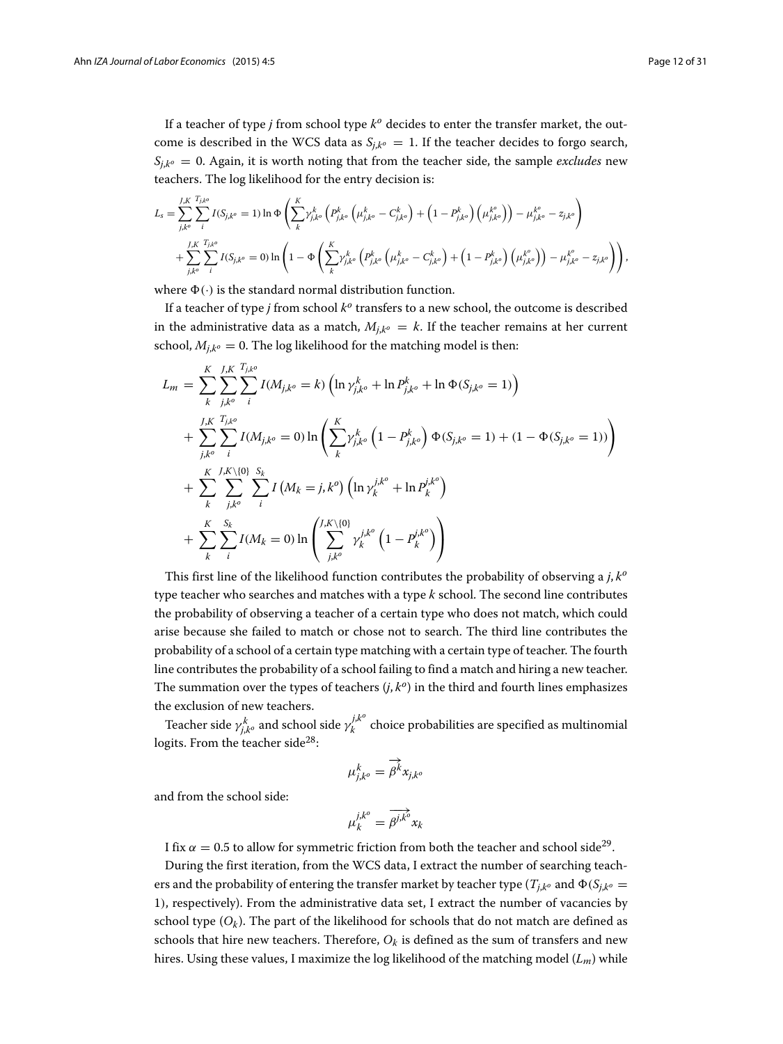If a teacher of type $j$ from school type $k^o$ decides to enter the transfer market, the outcome is described in the WCS data as $S_{j,k^o} = 1$. If the teacher decides to forgo search, $S_{j,k^o} = 0$. Again, it is worth noting that from the teacher side, the sample *excludes* new teachers. The log likelihood for the entry decision is:

$$
\begin{aligned}
L_s = & \sum_{j,k^o}^{J,K} \sum_{i}^{T_{j,k^o}} I(S_{j,k^o} = 1) \ln \Phi \left( \sum_{k}^{K} \gamma_{j,k^o}^{k} \left( P_{j,k^o}^{k} \left( \mu_{j,k^o}^{k} - C_{j,k^o}^{k} \right) + \left( 1 - P_{j,k^o}^{k} \right) \left( \mu_{j,k^o}^{k^o} \right) \right) - \mu_{j,k^o}^{k^o} - z_{j,k^o} \right) \\
& + \sum_{j,k^o}^{J,K} \sum_{i}^{T_{j,k^o}} I(S_{j,k^o} = 0) \ln \left( 1 - \Phi \left( \sum_{k}^{K} \gamma_{j,k^o}^{k} \left( P_{j,k^o}^{k} \left( \mu_{j,k^o}^{k} - C_{j,k^o}^{k} \right) + \left( 1 - P_{j,k^o}^{k} \right) \left( \mu_{j,k^o}^{k^o} \right) \right) - \mu_{j,k^o}^{k^o} - z_{j,k^o} \right) \right),
\end{aligned}
$$

where $\Phi(\cdot)$ is the standard normal distribution function.

If a teacher of type $j$ from school $k^o$ transfers to a new school, the outcome is described in the administrative data as a match, $M_{j,k^o} = k$. If the teacher remains at her current school, $M_{j,k^o} = 0$. The log likelihood for the matching model is then:

$$
\begin{aligned}
L_m = & \sum_{k}^{K} \sum_{j,k^o}^{J,K} \sum_{i}^{T_{j,k^o}} I(M_{j,k^o} = k) \left( \ln \gamma_{j,k^o}^{k} + \ln P_{j,k^o}^{k} + \ln \Phi(S_{j,k^o} = 1) \right) \\
& + \sum_{j,k^o}^{J,K} \sum_{i}^{T_{j,k^o}} I(M_{j,k^o} = 0) \ln \left( \sum_{k}^{K} \gamma_{j,k^o}^{k} \left( 1 - P_{j,k^o}^{k} \right) \Phi(S_{j,k^o} = 1) + (1 - \Phi(S_{j,k^o} = 1)) \right) \\
& + \sum_{k}^{K} \sum_{j,k^o}^{J,K \setminus \{0\}} \sum_{i}^{S_k} I\left( M_k = j, k^o \right) \left( \ln \gamma_{k}^{j,k^o} + \ln P_{k}^{j,k^o} \right) \\
& + \sum_{k}^{K} \sum_{i}^{S_k} I(M_k = 0) \ln \left( \sum_{j,k^o}^{J,K \setminus \{0\}} \gamma_{k}^{j,k^o} \left( 1 - P_{k}^{j,k^o} \right) \right)
\end{aligned}
$$

This first line of the likelihood function contributes the probability of observing a $j, k^o$ type teacher who searches and matches with a type $k$ school. The second line contributes the probability of observing a teacher of a certain type who does not match, which could arise because she failed to match or chose not to search. The third line contributes the probability of a school of a certain type matching with a certain type of teacher. The fourth line contributes the probability of a school failing to find a match and hiring a new teacher. The summation over the types of teachers $(j, k^o)$ in the third and fourth lines emphasizes the exclusion of new teachers.

Teacher side $\gamma_{j,k^o}^{k}$ and school side $\gamma_{k}^{j,k^o}$ choice probabilities are specified as multinomial logits. From the teacher side[28]:

$$
\mu_{j,k^o}^{k} = \overrightarrow{\beta^{k}} x_{j,k^o}
$$

and from the school side:

$$
\mu_{k}^{j,k^o} = \overrightarrow{\beta^{j,k^o}} x_{k}
$$

I fix $\alpha = 0.5$ to allow for symmetric friction from both the teacher and school side[29].

During the first iteration, from the WCS data, I extract the number of searching teachers and the probability of entering the transfer market by teacher type ($T_{j,k^o}$ and $\Phi(S_{j,k^o} = 1)$, respectively). From the administrative data set, I extract the number of vacancies by school type ($O_k$). The part of the likelihood for schools that do not match are defined as schools that hire new teachers. Therefore, $O_k$ is defined as the sum of transfers and new hires. Using these values, I maximize the log likelihood of the matching model ($L_m$) while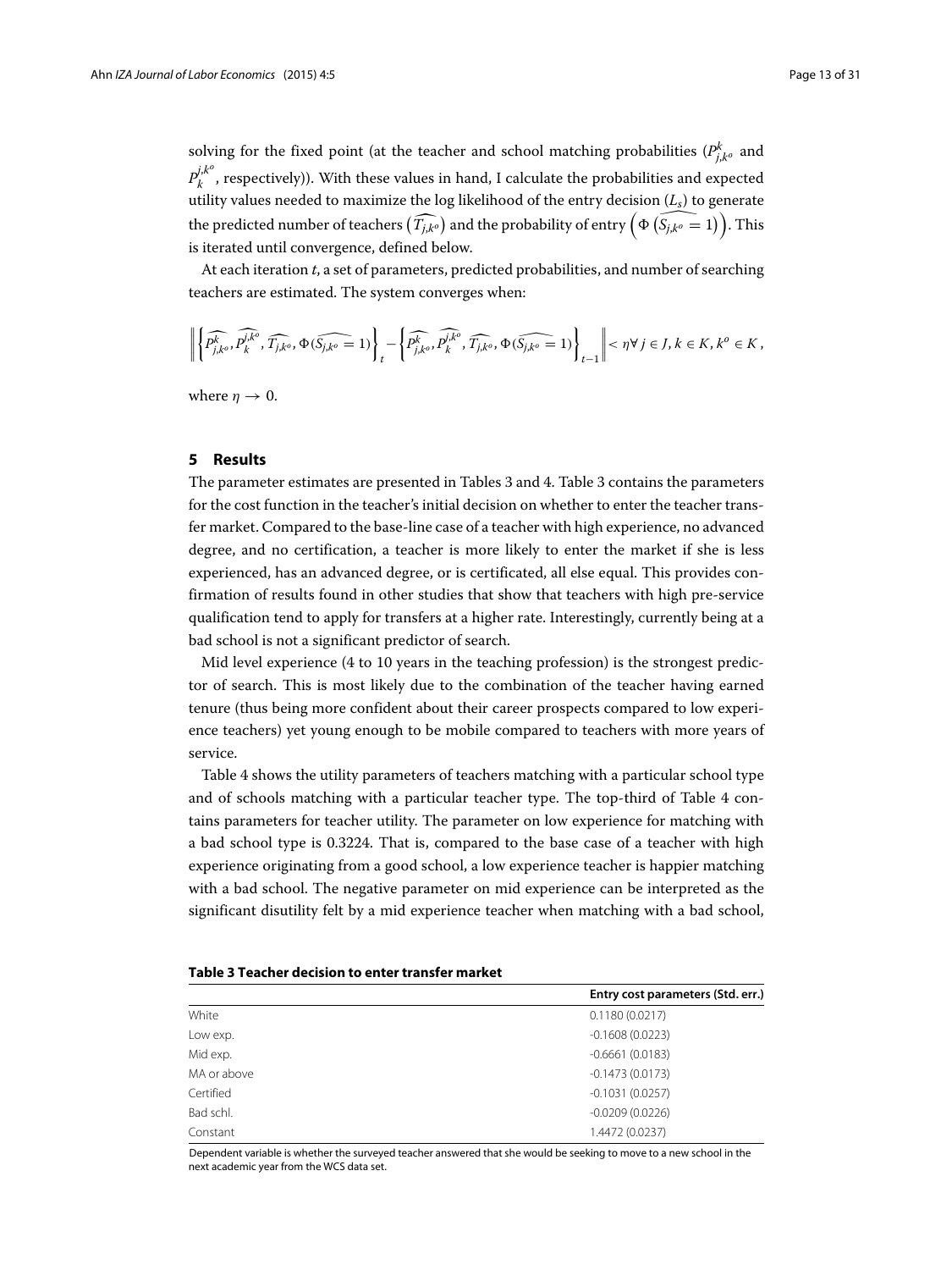solving for the fixed point (at the teacher and school matching probabilities ($P^{k}_{j,k^o}$ and $P^{j,k^o}_{k}$, respectively)). With these values in hand, I calculate the probabilities and expected utility values needed to maximize the log likelihood of the entry decision ($L_s$) to generate the predicted number of teachers $\left(\widehat{T_{j,k^o}}\right)$ and the probability of entry $\left(\Phi\left(\widehat{S_{j,k^o}=1}\right)\right)$. This is iterated until convergence, defined below.

At each iteration $t$, a set of parameters, predicted probabilities, and number of searching teachers are estimated. The system converges when:

$$\left\| \left\{ \widehat{P^{k}_{j,k^o}}, \widehat{P^{j,k^o}_{k}}, \widehat{T_{j,k^o}}, \Phi(\widehat{S_{j,k^o}=1}) \right\}_t - \left\{ \widehat{P^{k}_{j,k^o}}, \widehat{P^{j,k^o}_{k}}, \widehat{T_{j,k^o}}, \Phi(\widehat{S_{j,k^o}=1}) \right\}_{t-1} \right\| < \eta \forall\, j \in J, k \in K, k^o \in K,$$

where $\eta \to 0$.

## 5 Results

The parameter estimates are presented in Tables 3 and 4. Table 3 contains the parameters for the cost function in the teacher's initial decision on whether to enter the teacher transfer market. Compared to the base-line case of a teacher with high experience, no advanced degree, and no certification, a teacher is more likely to enter the market if she is less experienced, has an advanced degree, or is certificated, all else equal. This provides confirmation of results found in other studies that show that teachers with high pre-service qualification tend to apply for transfers at a higher rate. Interestingly, currently being at a bad school is not a significant predictor of search.

Mid level experience (4 to 10 years in the teaching profession) is the strongest predictor of search. This is most likely due to the combination of the teacher having earned tenure (thus being more confident about their career prospects compared to low experience teachers) yet young enough to be mobile compared to teachers with more years of service.

Table 4 shows the utility parameters of teachers matching with a particular school type and of schools matching with a particular teacher type. The top-third of Table 4 contains parameters for teacher utility. The parameter on low experience for matching with a bad school type is 0.3224. That is, compared to the base case of a teacher with high experience originating from a good school, a low experience teacher is happier matching with a bad school. The negative parameter on mid experience can be interpreted as the significant disutility felt by a mid experience teacher when matching with a bad school,

**Table 3 Teacher decision to enter transfer market**

| | Entry cost parameters (Std. err.) |
|---|---|
| White | 0.1180 (0.0217) |
| Low exp. | -0.1608 (0.0223) |
| Mid exp. | -0.6661 (0.0183) |
| MA or above | -0.1473 (0.0173) |
| Certified | -0.1031 (0.0257) |
| Bad schl. | -0.0209 (0.0226) |
| Constant | 1.4472 (0.0237) |

Dependent variable is whether the surveyed teacher answered that she would be seeking to move to a new school in the next academic year from the WCS data set.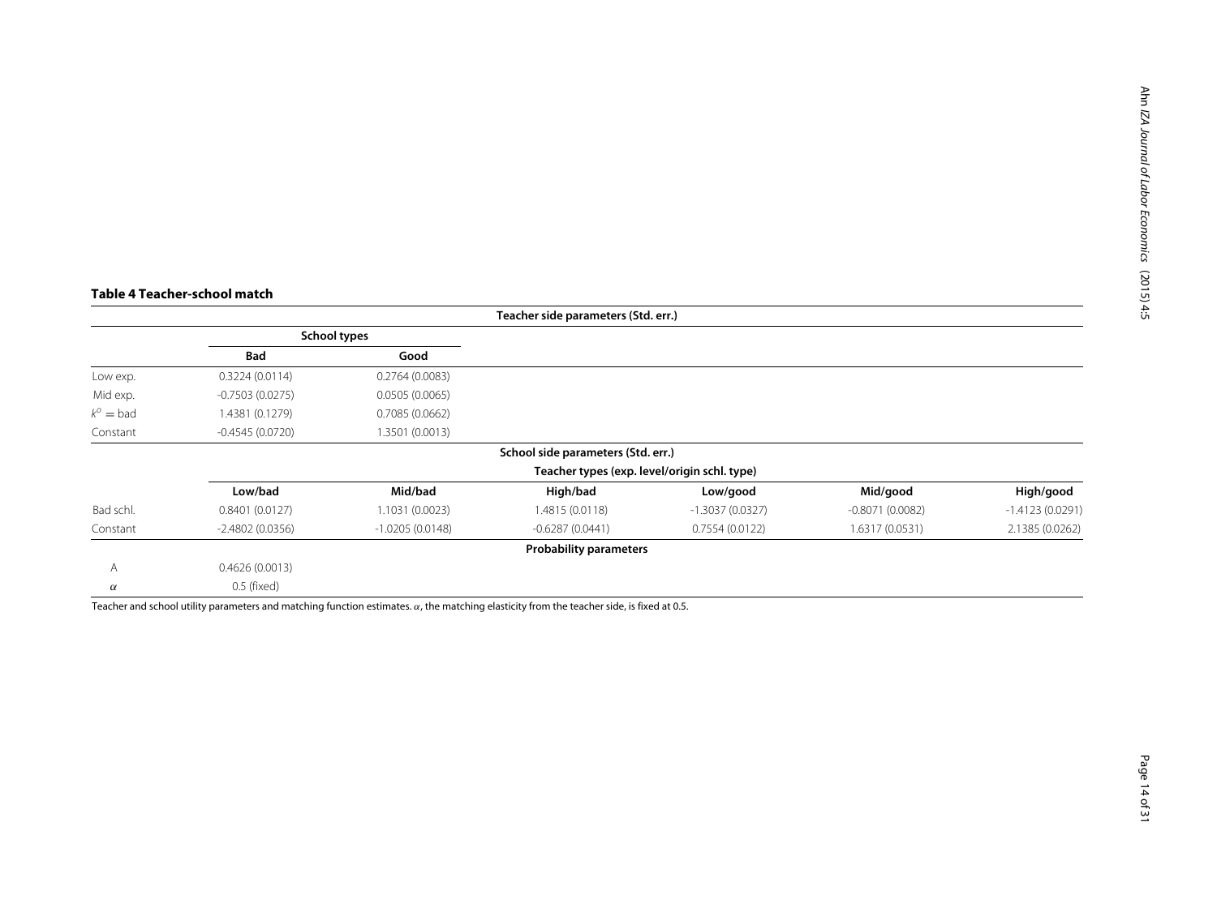**Table 4 Teacher-school match**

| | Teacher side parameters (Std. err.) | | | | | |
|---|---|---|---|---|---|---|
| | School types | | | | | |
| | Bad | Good | | | | |
| Low exp. | 0.3224 (0.0114) | 0.2764 (0.0083) | | | | |
| Mid exp. | -0.7503 (0.0275) | 0.0505 (0.0065) | | | | |
| $k^o = \text{bad}$ | 1.4381 (0.1279) | 0.7085 (0.0662) | | | | |
| Constant | -0.4545 (0.0720) | 1.3501 (0.0013) | | | | |
| | School side parameters (Std. err.) | | | | | |
| | Teacher types (exp. level/origin schl. type) | | | | | |
| | Low/bad | Mid/bad | High/bad | Low/good | Mid/good | High/good |
| Bad schl. | 0.8401 (0.0127) | 1.1031 (0.0023) | 1.4815 (0.0118) | -1.3037 (0.0327) | -0.8071 (0.0082) | -1.4123 (0.0291) |
| Constant | -2.4802 (0.0356) | -1.0205 (0.0148) | -0.6287 (0.0441) | 0.7554 (0.0122) | 1.6317 (0.0531) | 2.1385 (0.0262) |
| | Probability parameters | | | | | |
| A | 0.4626 (0.0013) | | | | | |
| $\alpha$ | 0.5 (fixed) | | | | | |

Teacher and school utility parameters and matching function estimates. $\alpha$, the matching elasticity from the teacher side, is fixed at 0.5.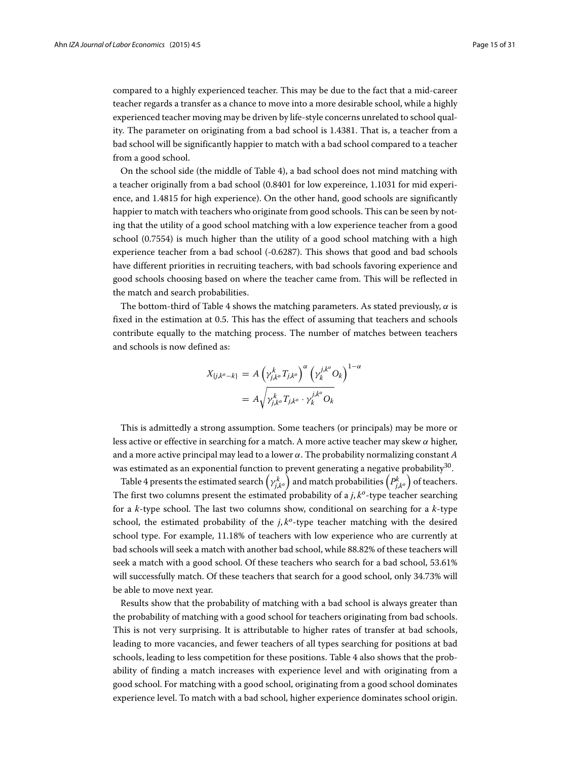compared to a highly experienced teacher. This may be due to the fact that a mid-career teacher regards a transfer as a chance to move into a more desirable school, while a highly experienced teacher moving may be driven by life-style concerns unrelated to school quality. The parameter on originating from a bad school is 1.4381. That is, a teacher from a bad school will be significantly happier to match with a bad school compared to a teacher from a good school.

On the school side (the middle of Table 4), a bad school does not mind matching with a teacher originally from a bad school (0.8401 for low expereince, 1.1031 for mid experience, and 1.4815 for high experience). On the other hand, good schools are significantly happier to match with teachers who originate from good schools. This can be seen by noting that the utility of a good school matching with a low experience teacher from a good school (0.7554) is much higher than the utility of a good school matching with a high experience teacher from a bad school (-0.6287). This shows that good and bad schools have different priorities in recruiting teachers, with bad schools favoring experience and good schools choosing based on where the teacher came from. This will be reflected in the match and search probabilities.

The bottom-third of Table 4 shows the matching parameters. As stated previously, $\alpha$ is fixed in the estimation at 0.5. This has the effect of assuming that teachers and schools contribute equally to the matching process. The number of matches between teachers and schools is now defined as:

$$
\begin{aligned}
X_{\{j,k^o-k\}} &= A\left(\gamma^k_{j,k^o}T_{j,k^o}\right)^{\alpha}\left(\gamma^{j,k^o}_{k}O_k\right)^{1-\alpha} \\
&= A\sqrt{\gamma^k_{j,k^o}T_{j,k^o}\cdot\gamma^{j,k^o}_{k}O_k}
\end{aligned}
$$

This is admittedly a strong assumption. Some teachers (or principals) may be more or less active or effective in searching for a match. A more active teacher may skew $\alpha$ higher, and a more active principal may lead to a lower $\alpha$. The probability normalizing constant $A$ was estimated as an exponential function to prevent generating a negative probability[30].

Table 4 presents the estimated search $\left(\gamma^k_{j,k^o}\right)$ and match probabilities $\left(P^k_{j,k^o}\right)$ of teachers. The first two columns present the estimated probability of a $j,k^o$-type teacher searching for a $k$-type school. The last two columns show, conditional on searching for a $k$-type school, the estimated probability of the $j,k^o$-type teacher matching with the desired school type. For example, 11.18% of teachers with low experience who are currently at bad schools will seek a match with another bad school, while 88.82% of these teachers will seek a match with a good school. Of these teachers who search for a bad school, 53.61% will successfully match. Of these teachers that search for a good school, only 34.73% will be able to move next year.

Results show that the probability of matching with a bad school is always greater than the probability of matching with a good school for teachers originating from bad schools. This is not very surprising. It is attributable to higher rates of transfer at bad schools, leading to more vacancies, and fewer teachers of all types searching for positions at bad schools, leading to less competition for these positions. Table 4 also shows that the probability of finding a match increases with experience level and with originating from a good school. For matching with a good school, originating from a good school dominates experience level. To match with a bad school, higher experience dominates school origin.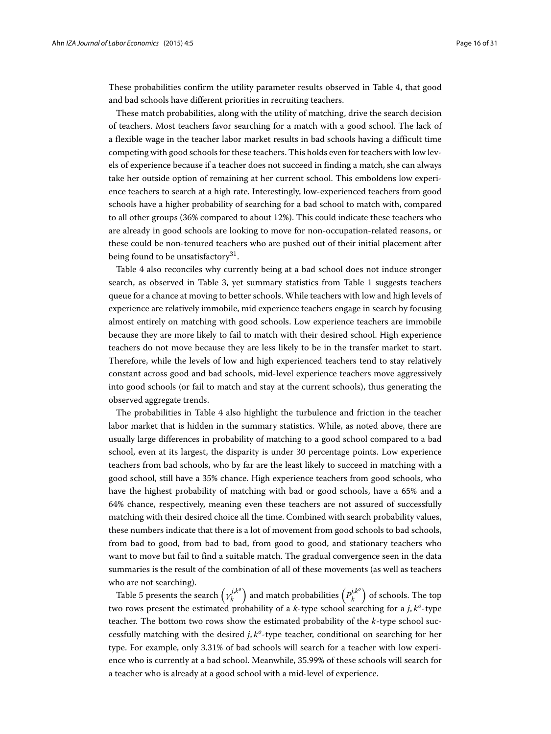These probabilities confirm the utility parameter results observed in Table 4, that good and bad schools have different priorities in recruiting teachers.

These match probabilities, along with the utility of matching, drive the search decision of teachers. Most teachers favor searching for a match with a good school. The lack of a flexible wage in the teacher labor market results in bad schools having a difficult time competing with good schools for these teachers. This holds even for teachers with low levels of experience because if a teacher does not succeed in finding a match, she can always take her outside option of remaining at her current school. This emboldens low experience teachers to search at a high rate. Interestingly, low-experienced teachers from good schools have a higher probability of searching for a bad school to match with, compared to all other groups (36% compared to about 12%). This could indicate these teachers who are already in good schools are looking to move for non-occupation-related reasons, or these could be non-tenured teachers who are pushed out of their initial placement after being found to be unsatisfactory[31].

Table 4 also reconciles why currently being at a bad school does not induce stronger search, as observed in Table 3, yet summary statistics from Table 1 suggests teachers queue for a chance at moving to better schools. While teachers with low and high levels of experience are relatively immobile, mid experience teachers engage in search by focusing almost entirely on matching with good schools. Low experience teachers are immobile because they are more likely to fail to match with their desired school. High experience teachers do not move because they are less likely to be in the transfer market to start. Therefore, while the levels of low and high experienced teachers tend to stay relatively constant across good and bad schools, mid-level experience teachers move aggressively into good schools (or fail to match and stay at the current schools), thus generating the observed aggregate trends.

The probabilities in Table 4 also highlight the turbulence and friction in the teacher labor market that is hidden in the summary statistics. While, as noted above, there are usually large differences in probability of matching to a good school compared to a bad school, even at its largest, the disparity is under 30 percentage points. Low experience teachers from bad schools, who by far are the least likely to succeed in matching with a good school, still have a 35% chance. High experience teachers from good schools, who have the highest probability of matching with bad or good schools, have a 65% and a 64% chance, respectively, meaning even these teachers are not assured of successfully matching with their desired choice all the time. Combined with search probability values, these numbers indicate that there is a lot of movement from good schools to bad schools, from bad to good, from bad to bad, from good to good, and stationary teachers who want to move but fail to find a suitable match. The gradual convergence seen in the data summaries is the result of the combination of all of these movements (as well as teachers who are not searching).

Table 5 presents the search $\left(\gamma_k^{j,k^o}\right)$ and match probabilities $\left(P_k^{j,k^o}\right)$ of schools. The top two rows present the estimated probability of a $k$-type school searching for a $j, k^o$-type teacher. The bottom two rows show the estimated probability of the $k$-type school successfully matching with the desired $j, k^o$-type teacher, conditional on searching for her type. For example, only 3.31% of bad schools will search for a teacher with low experience who is currently at a bad school. Meanwhile, 35.99% of these schools will search for a teacher who is already at a good school with a mid-level of experience.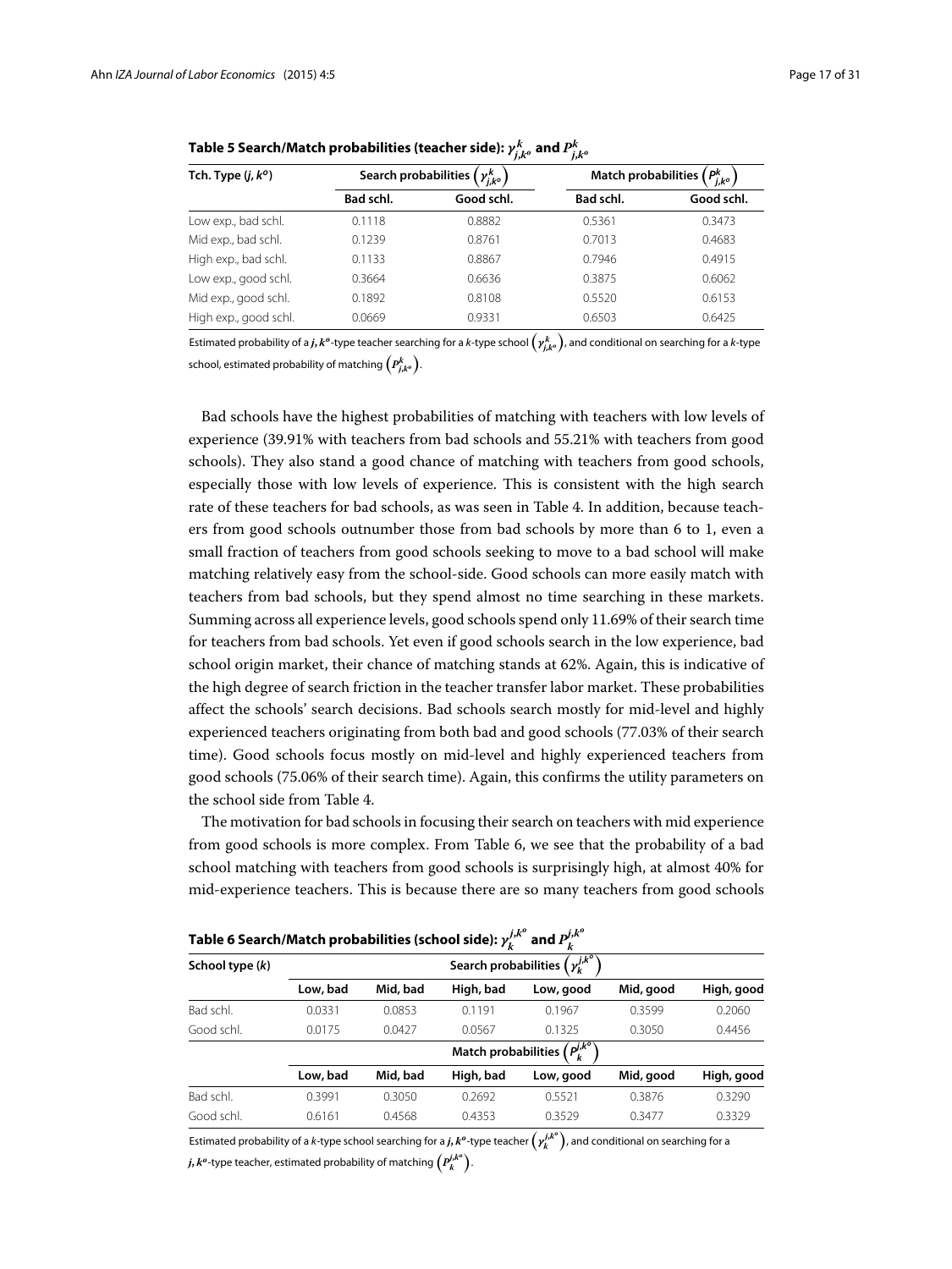**Table 5 Search/Match probabilities (teacher side): $\gamma^{k}_{j,k^o}$ and $P^{k}_{j,k^o}$**

| Tch. Type ($j$, $k^o$) | Search probabilities $\left(\gamma^{k}_{j,k^o}\right)$ | | Match probabilities $\left(P^{k}_{j,k^o}\right)$ | |
|---|---|---|---|---|
| | **Bad schl.** | **Good schl.** | **Bad schl.** | **Good schl.** |
| Low exp., bad schl. | 0.1118 | 0.8882 | 0.5361 | 0.3473 |
| Mid exp., bad schl. | 0.1239 | 0.8761 | 0.7013 | 0.4683 |
| High exp., bad schl. | 0.1133 | 0.8867 | 0.7946 | 0.4915 |
| Low exp., good schl. | 0.3664 | 0.6636 | 0.3875 | 0.6062 |
| Mid exp., good schl. | 0.1892 | 0.8108 | 0.5520 | 0.6153 |
| High exp., good schl. | 0.0669 | 0.9331 | 0.6503 | 0.6425 |

Estimated probability of a $j, k^o$-type teacher searching for a $k$-type school $\left(\gamma^{k}_{j,k^o}\right)$, and conditional on searching for a $k$-type school, estimated probability of matching $\left(P^{k}_{j,k^o}\right)$.

Bad schools have the highest probabilities of matching with teachers with low levels of experience (39.91% with teachers from bad schools and 55.21% with teachers from good schools). They also stand a good chance of matching with teachers from good schools, especially those with low levels of experience. This is consistent with the high search rate of these teachers for bad schools, as was seen in Table 4. In addition, because teachers from good schools outnumber those from bad schools by more than 6 to 1, even a small fraction of teachers from good schools seeking to move to a bad school will make matching relatively easy from the school-side. Good schools can more easily match with teachers from bad schools, but they spend almost no time searching in these markets. Summing across all experience levels, good schools spend only 11.69% of their search time for teachers from bad schools. Yet even if good schools search in the low experience, bad school origin market, their chance of matching stands at 62%. Again, this is indicative of the high degree of search friction in the teacher transfer labor market. These probabilities affect the schools' search decisions. Bad schools search mostly for mid-level and highly experienced teachers originating from both bad and good schools (77.03% of their search time). Good schools focus mostly on mid-level and highly experienced teachers from good schools (75.06% of their search time). Again, this confirms the utility parameters on the school side from Table 4.

The motivation for bad schools in focusing their search on teachers with mid experience from good schools is more complex. From Table 6, we see that the probability of a bad school matching with teachers from good schools is surprisingly high, at almost 40% for mid-experience teachers. This is because there are so many teachers from good schools

**Table 6 Search/Match probabilities (school side): $\gamma^{j,k^o}_{k}$ and $P^{j,k^o}_{k}$**

| School type ($k$) | Search probabilities $\left(\gamma^{j,k^o}_{k}\right)$ | | | | | |
|---|---|---|---|---|---|---|
| | **Low, bad** | **Mid, bad** | **High, bad** | **Low, good** | **Mid, good** | **High, good** |
| Bad schl. | 0.0331 | 0.0853 | 0.1191 | 0.1967 | 0.3599 | 0.2060 |
| Good schl. | 0.0175 | 0.0427 | 0.0567 | 0.1325 | 0.3050 | 0.4456 |
| | Match probabilities $\left(P^{j,k^o}_{k}\right)$ | | | | | |
| | **Low, bad** | **Mid, bad** | **High, bad** | **Low, good** | **Mid, good** | **High, good** |
| Bad schl. | 0.3991 | 0.3050 | 0.2692 | 0.5521 | 0.3876 | 0.3290 |
| Good schl. | 0.6161 | 0.4568 | 0.4353 | 0.3529 | 0.3477 | 0.3329 |

Estimated probability of a $k$-type school searching for a $j, k^o$-type teacher $\left(\gamma^{j,k^o}_{k}\right)$, and conditional on searching for a $j, k^o$-type teacher, estimated probability of matching $\left(P^{j,k^o}_{k}\right)$.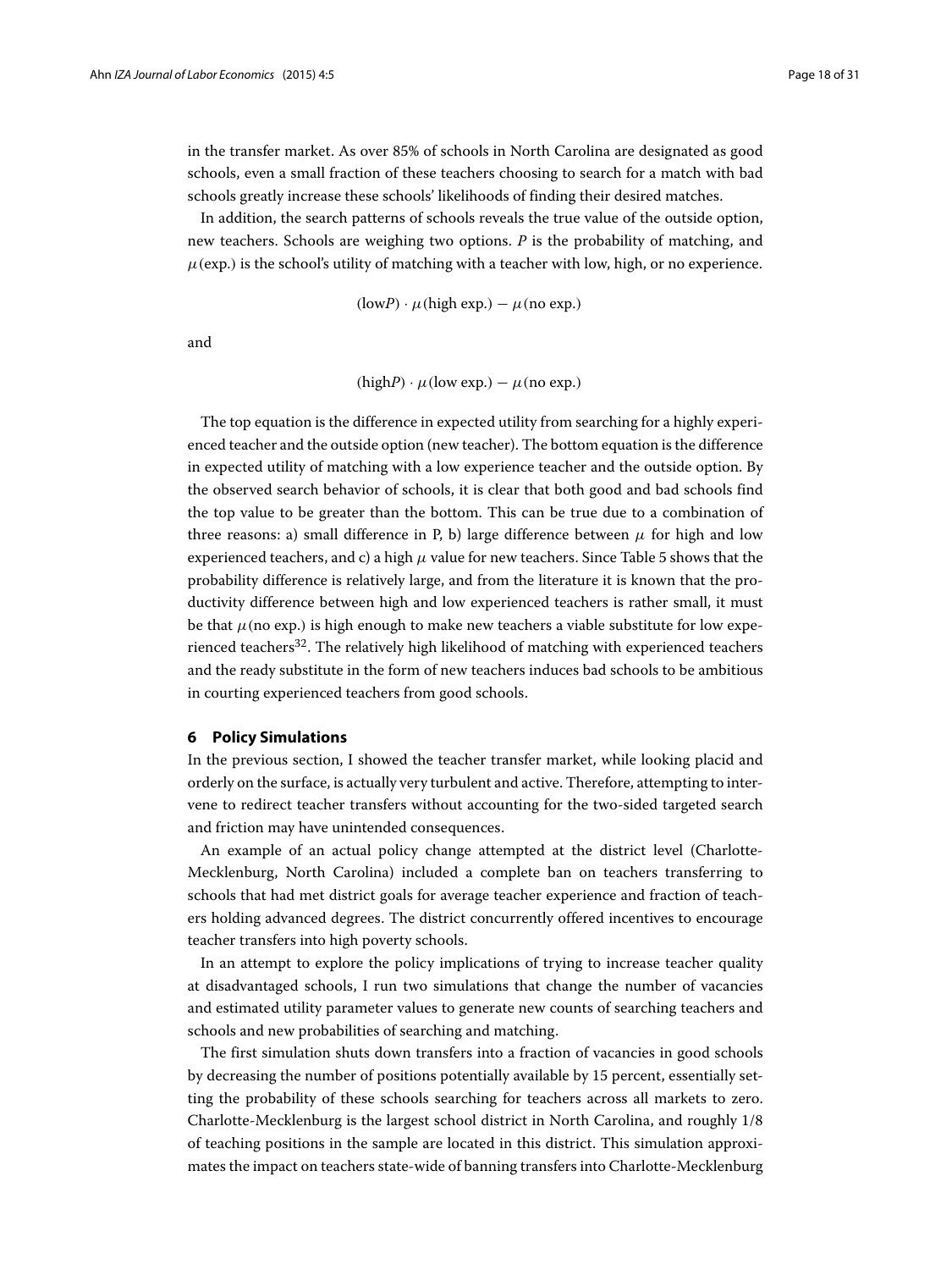in the transfer market. As over 85% of schools in North Carolina are designated as good schools, even a small fraction of these teachers choosing to search for a match with bad schools greatly increase these schools' likelihoods of finding their desired matches.

In addition, the search patterns of schools reveals the true value of the outside option, new teachers. Schools are weighing two options. $P$ is the probability of matching, and $\mu(\text{exp.})$ is the school's utility of matching with a teacher with low, high, or no experience.

$$(\text{low}P) \cdot \mu(\text{high exp.}) - \mu(\text{no exp.})$$

and

$$(\text{high}P) \cdot \mu(\text{low exp.}) - \mu(\text{no exp.})$$

The top equation is the difference in expected utility from searching for a highly experienced teacher and the outside option (new teacher). The bottom equation is the difference in expected utility of matching with a low experience teacher and the outside option. By the observed search behavior of schools, it is clear that both good and bad schools find the top value to be greater than the bottom. This can be true due to a combination of three reasons: a) small difference in P, b) large difference between $\mu$ for high and low experienced teachers, and c) a high $\mu$ value for new teachers. Since Table 5 shows that the probability difference is relatively large, and from the literature it is known that the productivity difference between high and low experienced teachers is rather small, it must be that $\mu(\text{no exp.})$ is high enough to make new teachers a viable substitute for low experienced teachers[32]. The relatively high likelihood of matching with experienced teachers and the ready substitute in the form of new teachers induces bad schools to be ambitious in courting experienced teachers from good schools.

## 6 Policy Simulations

In the previous section, I showed the teacher transfer market, while looking placid and orderly on the surface, is actually very turbulent and active. Therefore, attempting to intervene to redirect teacher transfers without accounting for the two-sided targeted search and friction may have unintended consequences.

An example of an actual policy change attempted at the district level (Charlotte-Mecklenburg, North Carolina) included a complete ban on teachers transferring to schools that had met district goals for average teacher experience and fraction of teachers holding advanced degrees. The district concurrently offered incentives to encourage teacher transfers into high poverty schools.

In an attempt to explore the policy implications of trying to increase teacher quality at disadvantaged schools, I run two simulations that change the number of vacancies and estimated utility parameter values to generate new counts of searching teachers and schools and new probabilities of searching and matching.

The first simulation shuts down transfers into a fraction of vacancies in good schools by decreasing the number of positions potentially available by 15 percent, essentially setting the probability of these schools searching for teachers across all markets to zero. Charlotte-Mecklenburg is the largest school district in North Carolina, and roughly 1/8 of teaching positions in the sample are located in this district. This simulation approximates the impact on teachers state-wide of banning transfers into Charlotte-Mecklenburg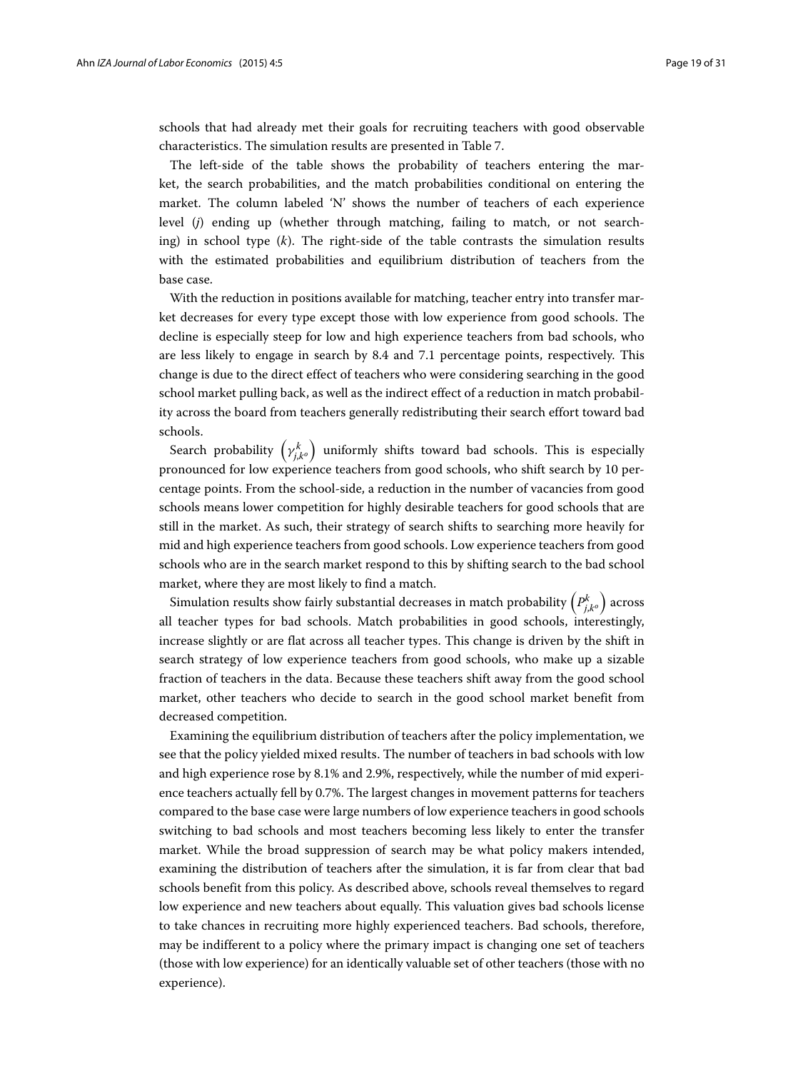schools that had already met their goals for recruiting teachers with good observable characteristics. The simulation results are presented in Table 7.

The left-side of the table shows the probability of teachers entering the market, the search probabilities, and the match probabilities conditional on entering the market. The column labeled 'N' shows the number of teachers of each experience level ($j$) ending up (whether through matching, failing to match, or not searching) in school type ($k$). The right-side of the table contrasts the simulation results with the estimated probabilities and equilibrium distribution of teachers from the base case.

With the reduction in positions available for matching, teacher entry into transfer market decreases for every type except those with low experience from good schools. The decline is especially steep for low and high experience teachers from bad schools, who are less likely to engage in search by 8.4 and 7.1 percentage points, respectively. This change is due to the direct effect of teachers who were considering searching in the good school market pulling back, as well as the indirect effect of a reduction in match probability across the board from teachers generally redistributing their search effort toward bad schools.

Search probability $\left(\gamma_{j,k^o}^k\right)$ uniformly shifts toward bad schools. This is especially pronounced for low experience teachers from good schools, who shift search by 10 percentage points. From the school-side, a reduction in the number of vacancies from good schools means lower competition for highly desirable teachers for good schools that are still in the market. As such, their strategy of search shifts to searching more heavily for mid and high experience teachers from good schools. Low experience teachers from good schools who are in the search market respond to this by shifting search to the bad school market, where they are most likely to find a match.

Simulation results show fairly substantial decreases in match probability $\left(P_{j,k^o}^k\right)$ across all teacher types for bad schools. Match probabilities in good schools, interestingly, increase slightly or are flat across all teacher types. This change is driven by the shift in search strategy of low experience teachers from good schools, who make up a sizable fraction of teachers in the data. Because these teachers shift away from the good school market, other teachers who decide to search in the good school market benefit from decreased competition.

Examining the equilibrium distribution of teachers after the policy implementation, we see that the policy yielded mixed results. The number of teachers in bad schools with low and high experience rose by 8.1% and 2.9%, respectively, while the number of mid experience teachers actually fell by 0.7%. The largest changes in movement patterns for teachers compared to the base case were large numbers of low experience teachers in good schools switching to bad schools and most teachers becoming less likely to enter the transfer market. While the broad suppression of search may be what policy makers intended, examining the distribution of teachers after the simulation, it is far from clear that bad schools benefit from this policy. As described above, schools reveal themselves to regard low experience and new teachers about equally. This valuation gives bad schools license to take chances in recruiting more highly experienced teachers. Bad schools, therefore, may be indifferent to a policy where the primary impact is changing one set of teachers (those with low experience) for an identically valuable set of other teachers (those with no experience).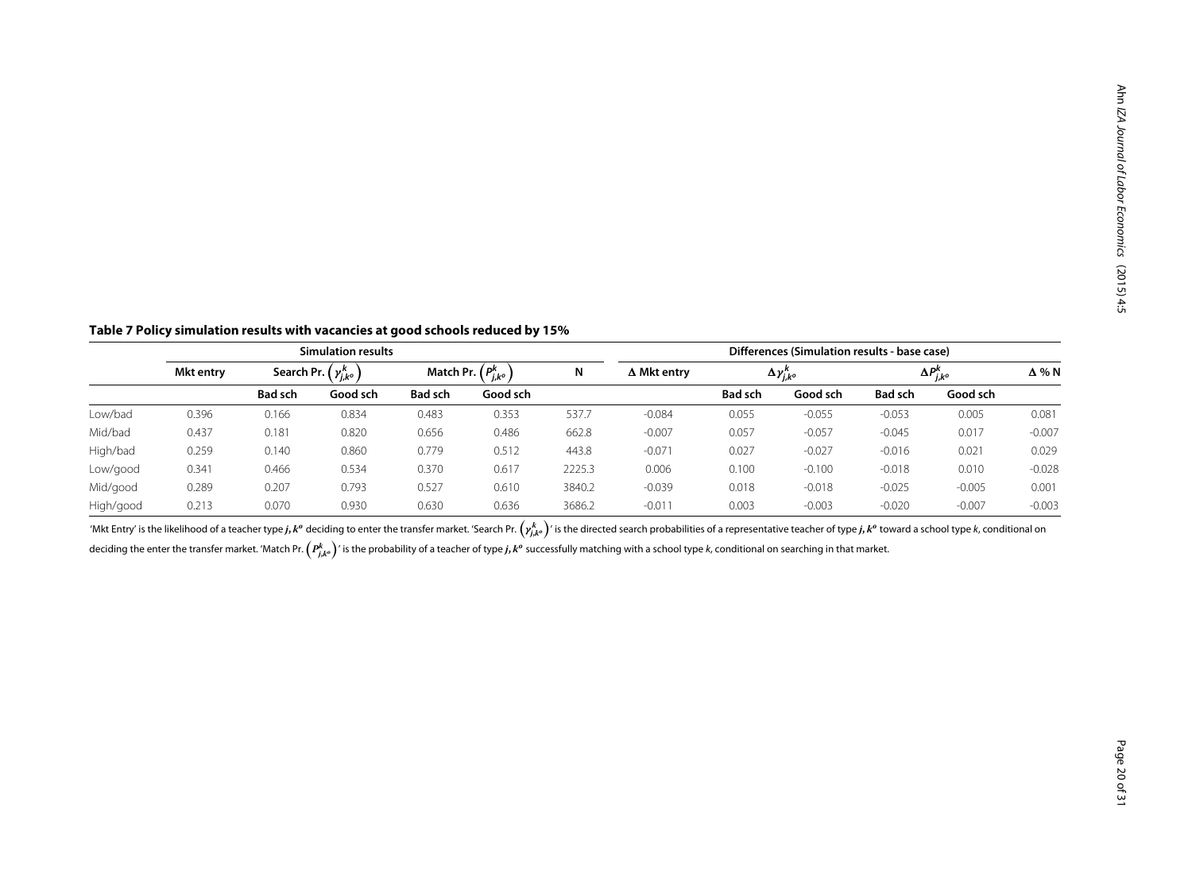**Table 7 Policy simulation results with vacancies at good schools reduced by 15%**

| | Simulation results | | | | | | Differences (Simulation results - base case) | | | | | |
|---|---|---|---|---|---|---|---|---|---|---|---|---|
| | Mkt entry | Search Pr. $\left(\gamma_{j,k^o}^k\right)$ | | Match Pr. $\left(P_{j,k^o}^k\right)$ | | N | Δ Mkt entry | $\Delta\gamma_{j,k^o}^k$ | | $\Delta P_{j,k^o}^k$ | | Δ % N |
| | | Bad sch | Good sch | Bad sch | Good sch | | | Bad sch | Good sch | Bad sch | Good sch | |
| Low/bad | 0.396 | 0.166 | 0.834 | 0.483 | 0.353 | 537.7 | -0.084 | 0.055 | -0.055 | -0.053 | 0.005 | 0.081 |
| Mid/bad | 0.437 | 0.181 | 0.820 | 0.656 | 0.486 | 662.8 | -0.007 | 0.057 | -0.057 | -0.045 | 0.017 | -0.007 |
| High/bad | 0.259 | 0.140 | 0.860 | 0.779 | 0.512 | 443.8 | -0.071 | 0.027 | -0.027 | -0.016 | 0.021 | 0.029 |
| Low/good | 0.341 | 0.466 | 0.534 | 0.370 | 0.617 | 2225.3 | 0.006 | 0.100 | -0.100 | -0.018 | 0.010 | -0.028 |
| Mid/good | 0.289 | 0.207 | 0.793 | 0.527 | 0.610 | 3840.2 | -0.039 | 0.018 | -0.018 | -0.025 | -0.005 | 0.001 |
| High/good | 0.213 | 0.070 | 0.930 | 0.630 | 0.636 | 3686.2 | -0.011 | 0.003 | -0.003 | -0.020 | -0.007 | -0.003 |

'Mkt Entry' is the likelihood of a teacher type $j, k^o$ deciding to enter the transfer market. 'Search Pr. $\left(\gamma_{j,k^o}^k\right)$' is the directed search probabilities of a representative teacher of type $j, k^o$ toward a school type $k$, conditional on deciding the enter the transfer market. 'Match Pr. $\left(P_{j,k^o}^k\right)$' is the probability of a teacher of type $j, k^o$ successfully matching with a school type $k$, conditional on searching in that market.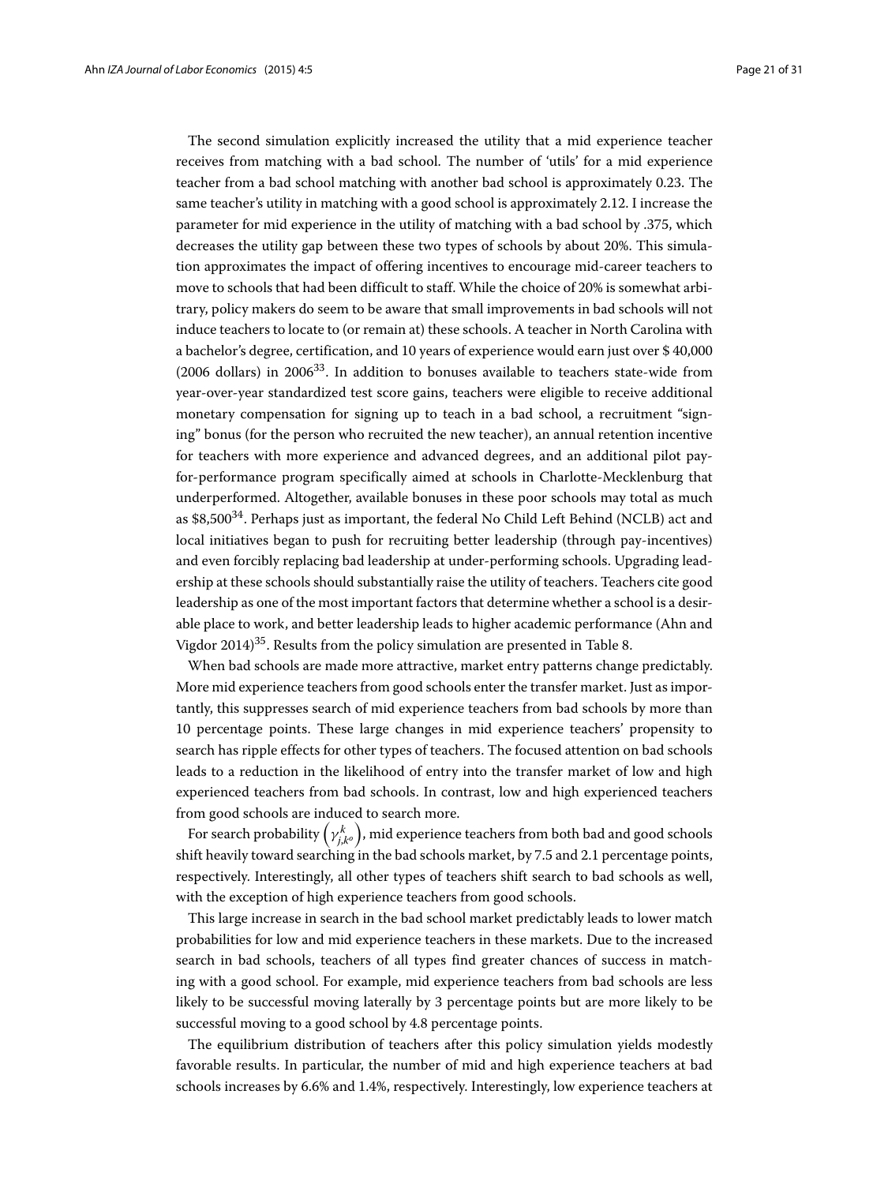The second simulation explicitly increased the utility that a mid experience teacher receives from matching with a bad school. The number of 'utils' for a mid experience teacher from a bad school matching with another bad school is approximately 0.23. The same teacher's utility in matching with a good school is approximately 2.12. I increase the parameter for mid experience in the utility of matching with a bad school by .375, which decreases the utility gap between these two types of schools by about 20%. This simulation approximates the impact of offering incentives to encourage mid-career teachers to move to schools that had been difficult to staff. While the choice of 20% is somewhat arbitrary, policy makers do seem to be aware that small improvements in bad schools will not induce teachers to locate to (or remain at) these schools. A teacher in North Carolina with a bachelor's degree, certification, and 10 years of experience would earn just over $ 40,000 (2006 dollars) in 2006[33]. In addition to bonuses available to teachers state-wide from year-over-year standardized test score gains, teachers were eligible to receive additional monetary compensation for signing up to teach in a bad school, a recruitment "signing" bonus (for the person who recruited the new teacher), an annual retention incentive for teachers with more experience and advanced degrees, and an additional pilot pay-for-performance program specifically aimed at schools in Charlotte-Mecklenburg that underperformed. Altogether, available bonuses in these poor schools may total as much as $8,500[34]. Perhaps just as important, the federal No Child Left Behind (NCLB) act and local initiatives began to push for recruiting better leadership (through pay-incentives) and even forcibly replacing bad leadership at under-performing schools. Upgrading leadership at these schools should substantially raise the utility of teachers. Teachers cite good leadership as one of the most important factors that determine whether a school is a desirable place to work, and better leadership leads to higher academic performance (Ahn and Vigdor 2014)[35]. Results from the policy simulation are presented in Table 8.

When bad schools are made more attractive, market entry patterns change predictably. More mid experience teachers from good schools enter the transfer market. Just as importantly, this suppresses search of mid experience teachers from bad schools by more than 10 percentage points. These large changes in mid experience teachers' propensity to search has ripple effects for other types of teachers. The focused attention on bad schools leads to a reduction in the likelihood of entry into the transfer market of low and high experienced teachers from bad schools. In contrast, low and high experienced teachers from good schools are induced to search more.

For search probability $\left(\gamma^{k}_{j,k^o}\right)$, mid experience teachers from both bad and good schools shift heavily toward searching in the bad schools market, by 7.5 and 2.1 percentage points, respectively. Interestingly, all other types of teachers shift search to bad schools as well, with the exception of high experience teachers from good schools.

This large increase in search in the bad school market predictably leads to lower match probabilities for low and mid experience teachers in these markets. Due to the increased search in bad schools, teachers of all types find greater chances of success in matching with a good school. For example, mid experience teachers from bad schools are less likely to be successful moving laterally by 3 percentage points but are more likely to be successful moving to a good school by 4.8 percentage points.

The equilibrium distribution of teachers after this policy simulation yields modestly favorable results. In particular, the number of mid and high experience teachers at bad schools increases by 6.6% and 1.4%, respectively. Interestingly, low experience teachers at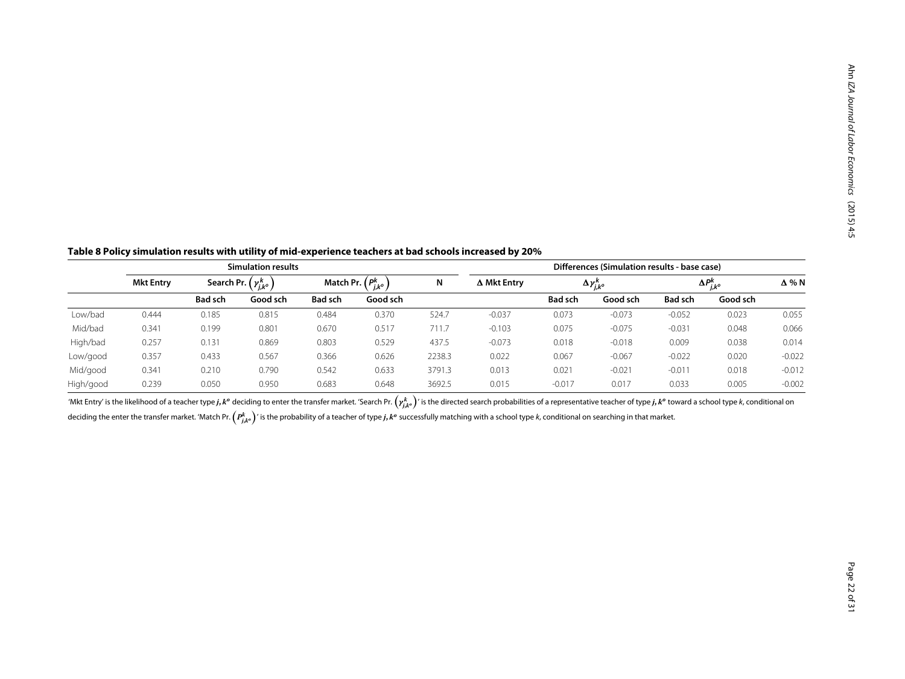**Table 8 Policy simulation results with utility of mid-experience teachers at bad schools increased by 20%**

| | Simulation results | | | | | | Differences (Simulation results - base case) | | | | | |
|---|---|---|---|---|---|---|---|---|---|---|---|---|
| | Mkt Entry | Search Pr. $\left(\gamma^{k}_{j,k^o}\right)$ | | Match Pr. $\left(P^{k}_{j,k^o}\right)$ | | N | Δ Mkt Entry | $\Delta\gamma^{k}_{j,k^o}$ | | $\Delta P^{k}_{j,k^o}$ | | Δ % N |
| | | Bad sch | Good sch | Bad sch | Good sch | | | Bad sch | Good sch | Bad sch | Good sch | |
| Low/bad | 0.444 | 0.185 | 0.815 | 0.484 | 0.370 | 524.7 | -0.037 | 0.073 | -0.073 | -0.052 | 0.023 | 0.055 |
| Mid/bad | 0.341 | 0.199 | 0.801 | 0.670 | 0.517 | 711.7 | -0.103 | 0.075 | -0.075 | -0.031 | 0.048 | 0.066 |
| High/bad | 0.257 | 0.131 | 0.869 | 0.803 | 0.529 | 437.5 | -0.073 | 0.018 | -0.018 | 0.009 | 0.038 | 0.014 |
| Low/good | 0.357 | 0.433 | 0.567 | 0.366 | 0.626 | 2238.3 | 0.022 | 0.067 | -0.067 | -0.022 | 0.020 | -0.022 |
| Mid/good | 0.341 | 0.210 | 0.790 | 0.542 | 0.633 | 3791.3 | 0.013 | 0.021 | -0.021 | -0.011 | 0.018 | -0.012 |
| High/good | 0.239 | 0.050 | 0.950 | 0.683 | 0.648 | 3692.5 | 0.015 | -0.017 | 0.017 | 0.033 | 0.005 | -0.002 |

'Mkt Entry' is the likelihood of a teacher type $j, k^o$ deciding to enter the transfer market. 'Search Pr. $\left(\gamma^{k}_{j,k^o}\right)$' is the directed search probabilities of a representative teacher of type $j, k^o$ toward a school type $k$, conditional on deciding the enter the transfer market. 'Match Pr. $\left(P^{k}_{j,k^o}\right)$' is the probability of a teacher of type $j, k^o$ successfully matching with a school type $k$, conditional on searching in that market.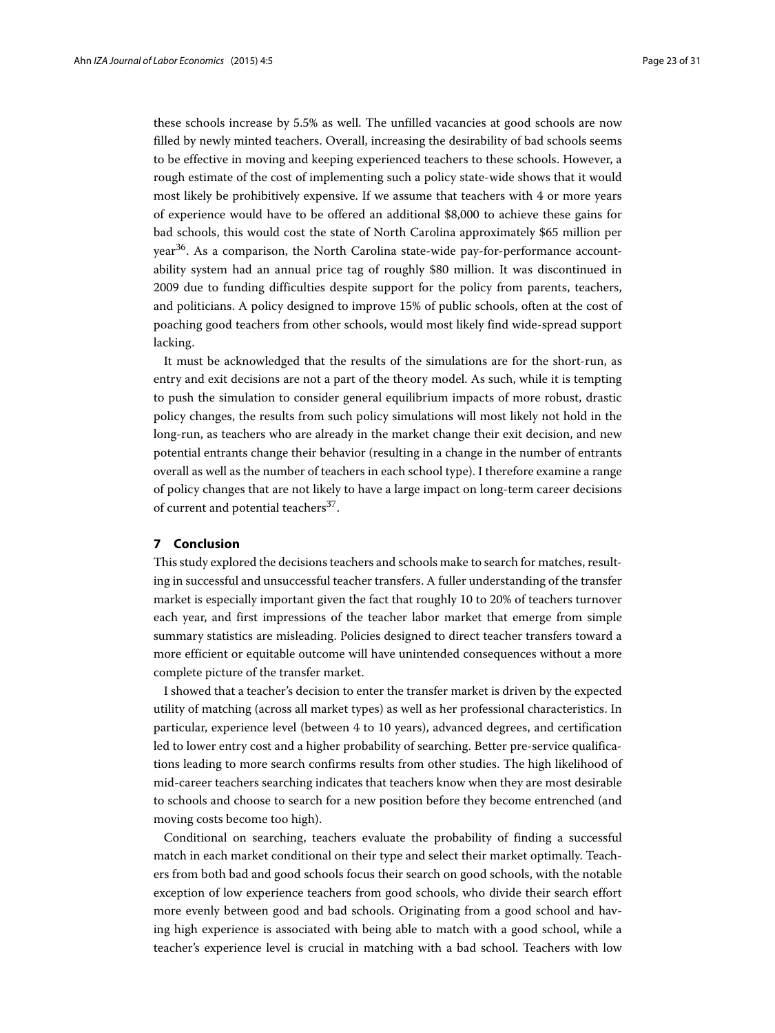these schools increase by 5.5% as well. The unfilled vacancies at good schools are now filled by newly minted teachers. Overall, increasing the desirability of bad schools seems to be effective in moving and keeping experienced teachers to these schools. However, a rough estimate of the cost of implementing such a policy state-wide shows that it would most likely be prohibitively expensive. If we assume that teachers with 4 or more years of experience would have to be offered an additional \$8,000 to achieve these gains for bad schools, this would cost the state of North Carolina approximately \$65 million per year[36]. As a comparison, the North Carolina state-wide pay-for-performance accountability system had an annual price tag of roughly \$80 million. It was discontinued in 2009 due to funding difficulties despite support for the policy from parents, teachers, and politicians. A policy designed to improve 15% of public schools, often at the cost of poaching good teachers from other schools, would most likely find wide-spread support lacking.

It must be acknowledged that the results of the simulations are for the short-run, as entry and exit decisions are not a part of the theory model. As such, while it is tempting to push the simulation to consider general equilibrium impacts of more robust, drastic policy changes, the results from such policy simulations will most likely not hold in the long-run, as teachers who are already in the market change their exit decision, and new potential entrants change their behavior (resulting in a change in the number of entrants overall as well as the number of teachers in each school type). I therefore examine a range of policy changes that are not likely to have a large impact on long-term career decisions of current and potential teachers[37].

## 7 Conclusion

This study explored the decisions teachers and schools make to search for matches, resulting in successful and unsuccessful teacher transfers. A fuller understanding of the transfer market is especially important given the fact that roughly 10 to 20% of teachers turnover each year, and first impressions of the teacher labor market that emerge from simple summary statistics are misleading. Policies designed to direct teacher transfers toward a more efficient or equitable outcome will have unintended consequences without a more complete picture of the transfer market.

I showed that a teacher's decision to enter the transfer market is driven by the expected utility of matching (across all market types) as well as her professional characteristics. In particular, experience level (between 4 to 10 years), advanced degrees, and certification led to lower entry cost and a higher probability of searching. Better pre-service qualifications leading to more search confirms results from other studies. The high likelihood of mid-career teachers searching indicates that teachers know when they are most desirable to schools and choose to search for a new position before they become entrenched (and moving costs become too high).

Conditional on searching, teachers evaluate the probability of finding a successful match in each market conditional on their type and select their market optimally. Teachers from both bad and good schools focus their search on good schools, with the notable exception of low experience teachers from good schools, who divide their search effort more evenly between good and bad schools. Originating from a good school and having high experience is associated with being able to match with a good school, while a teacher's experience level is crucial in matching with a bad school. Teachers with low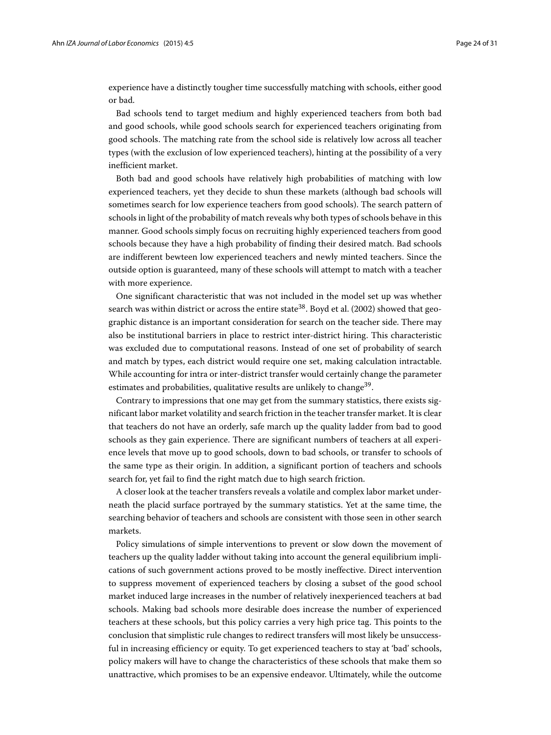experience have a distinctly tougher time successfully matching with schools, either good or bad.

Bad schools tend to target medium and highly experienced teachers from both bad and good schools, while good schools search for experienced teachers originating from good schools. The matching rate from the school side is relatively low across all teacher types (with the exclusion of low experienced teachers), hinting at the possibility of a very inefficient market.

Both bad and good schools have relatively high probabilities of matching with low experienced teachers, yet they decide to shun these markets (although bad schools will sometimes search for low experience teachers from good schools). The search pattern of schools in light of the probability of match reveals why both types of schools behave in this manner. Good schools simply focus on recruiting highly experienced teachers from good schools because they have a high probability of finding their desired match. Bad schools are indifferent bewteen low experienced teachers and newly minted teachers. Since the outside option is guaranteed, many of these schools will attempt to match with a teacher with more experience.

One significant characteristic that was not included in the model set up was whether search was within district or across the entire state[38]. Boyd et al. (2002) showed that geographic distance is an important consideration for search on the teacher side. There may also be institutional barriers in place to restrict inter-district hiring. This characteristic was excluded due to computational reasons. Instead of one set of probability of search and match by types, each district would require one set, making calculation intractable. While accounting for intra or inter-district transfer would certainly change the parameter estimates and probabilities, qualitative results are unlikely to change[39].

Contrary to impressions that one may get from the summary statistics, there exists significant labor market volatility and search friction in the teacher transfer market. It is clear that teachers do not have an orderly, safe march up the quality ladder from bad to good schools as they gain experience. There are significant numbers of teachers at all experience levels that move up to good schools, down to bad schools, or transfer to schools of the same type as their origin. In addition, a significant portion of teachers and schools search for, yet fail to find the right match due to high search friction.

A closer look at the teacher transfers reveals a volatile and complex labor market underneath the placid surface portrayed by the summary statistics. Yet at the same time, the searching behavior of teachers and schools are consistent with those seen in other search markets.

Policy simulations of simple interventions to prevent or slow down the movement of teachers up the quality ladder without taking into account the general equilibrium implications of such government actions proved to be mostly ineffective. Direct intervention to suppress movement of experienced teachers by closing a subset of the good school market induced large increases in the number of relatively inexperienced teachers at bad schools. Making bad schools more desirable does increase the number of experienced teachers at these schools, but this policy carries a very high price tag. This points to the conclusion that simplistic rule changes to redirect transfers will most likely be unsuccessful in increasing efficiency or equity. To get experienced teachers to stay at 'bad' schools, policy makers will have to change the characteristics of these schools that make them so unattractive, which promises to be an expensive endeavor. Ultimately, while the outcome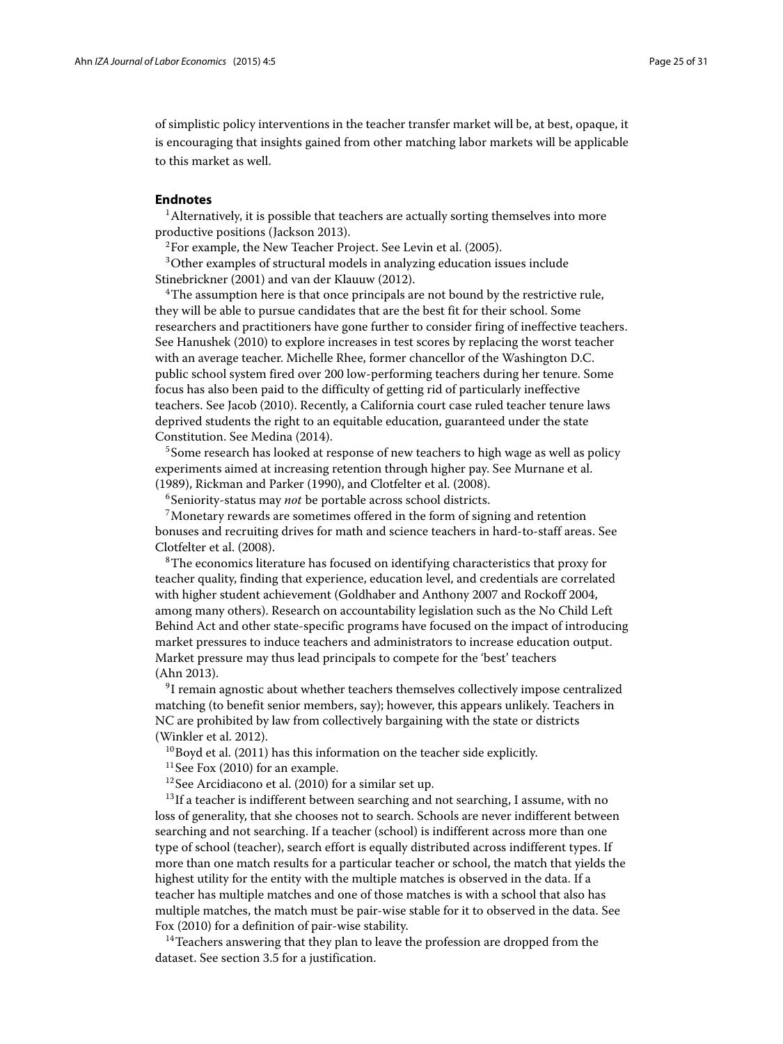of simplistic policy interventions in the teacher transfer market will be, at best, opaque, it is encouraging that insights gained from other matching labor markets will be applicable to this market as well.

## Endnotes

[1]Alternatively, it is possible that teachers are actually sorting themselves into more productive positions (Jackson 2013).

[2]For example, the New Teacher Project. See Levin et al. (2005).

[3]Other examples of structural models in analyzing education issues include Stinebrickner (2001) and van der Klauuw (2012).

[4]The assumption here is that once principals are not bound by the restrictive rule, they will be able to pursue candidates that are the best fit for their school. Some researchers and practitioners have gone further to consider firing of ineffective teachers. See Hanushek (2010) to explore increases in test scores by replacing the worst teacher with an average teacher. Michelle Rhee, former chancellor of the Washington D.C. public school system fired over 200 low-performing teachers during her tenure. Some focus has also been paid to the difficulty of getting rid of particularly ineffective teachers. See Jacob (2010). Recently, a California court case ruled teacher tenure laws deprived students the right to an equitable education, guaranteed under the state Constitution. See Medina (2014).

[5]Some research has looked at response of new teachers to high wage as well as policy experiments aimed at increasing retention through higher pay. See Murnane et al. (1989), Rickman and Parker (1990), and Clotfelter et al. (2008).

[6]Seniority-status may *not* be portable across school districts.

[7]Monetary rewards are sometimes offered in the form of signing and retention bonuses and recruiting drives for math and science teachers in hard-to-staff areas. See Clotfelter et al. (2008).

[8]The economics literature has focused on identifying characteristics that proxy for teacher quality, finding that experience, education level, and credentials are correlated with higher student achievement (Goldhaber and Anthony 2007 and Rockoff 2004, among many others). Research on accountability legislation such as the No Child Left Behind Act and other state-specific programs have focused on the impact of introducing market pressures to induce teachers and administrators to increase education output. Market pressure may thus lead principals to compete for the 'best' teachers (Ahn 2013).

[9]I remain agnostic about whether teachers themselves collectively impose centralized matching (to benefit senior members, say); however, this appears unlikely. Teachers in NC are prohibited by law from collectively bargaining with the state or districts (Winkler et al. 2012).

[10]Boyd et al. (2011) has this information on the teacher side explicitly.

[11]See Fox (2010) for an example.

[12]See Arcidiacono et al. (2010) for a similar set up.

[13]If a teacher is indifferent between searching and not searching, I assume, with no loss of generality, that she chooses not to search. Schools are never indifferent between searching and not searching. If a teacher (school) is indifferent across more than one type of school (teacher), search effort is equally distributed across indifferent types. If more than one match results for a particular teacher or school, the match that yields the highest utility for the entity with the multiple matches is observed in the data. If a teacher has multiple matches and one of those matches is with a school that also has multiple matches, the match must be pair-wise stable for it to observed in the data. See Fox (2010) for a definition of pair-wise stability.

[14]Teachers answering that they plan to leave the profession are dropped from the dataset. See section 3.5 for a justification.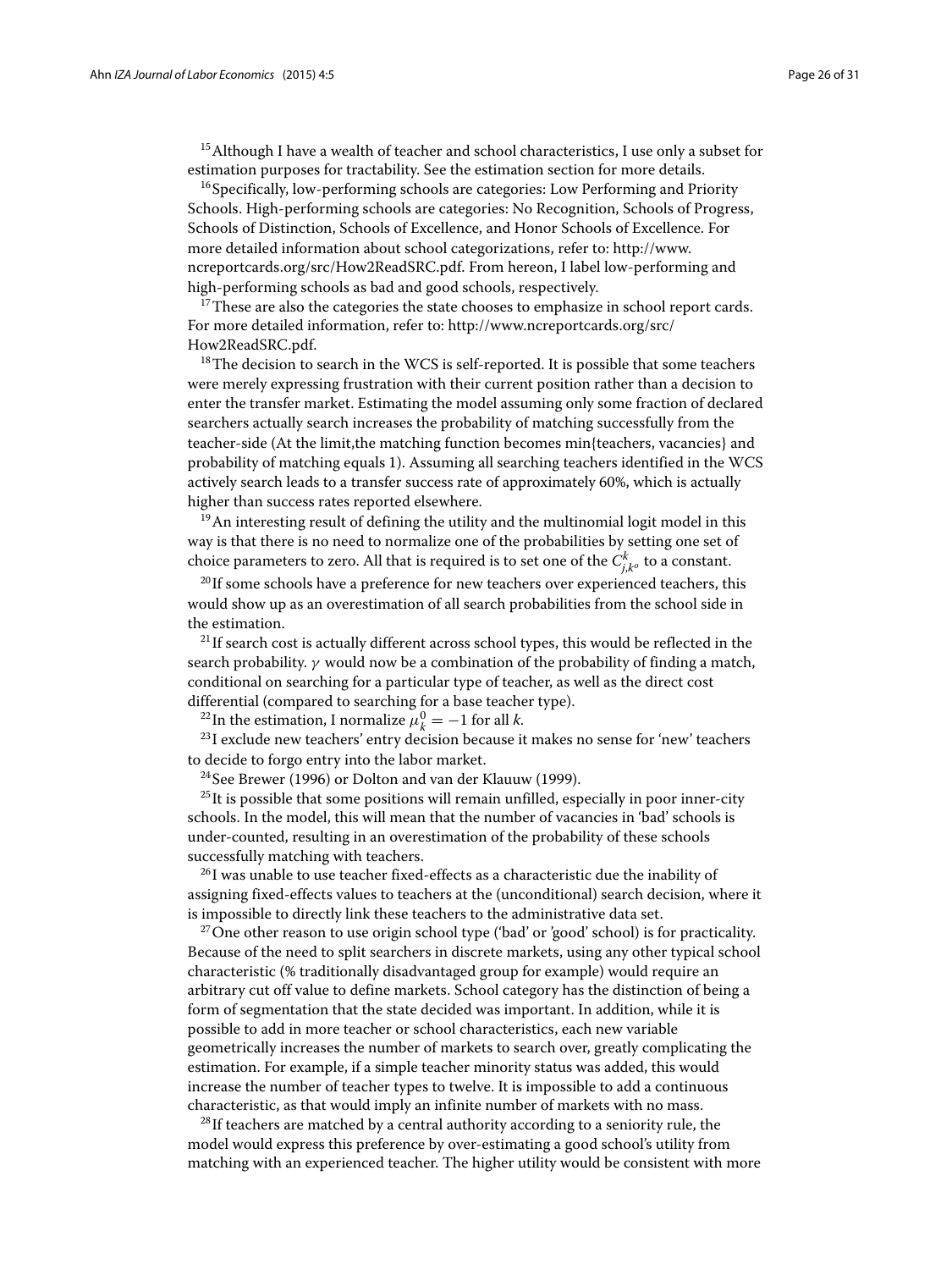[15] Although I have a wealth of teacher and school characteristics, I use only a subset for estimation purposes for tractability. See the estimation section for more details.

[16] Specifically, low-performing schools are categories: Low Performing and Priority Schools. High-performing schools are categories: No Recognition, Schools of Progress, Schools of Distinction, Schools of Excellence, and Honor Schools of Excellence. For more detailed information about school categorizations, refer to: http://www.ncreportcards.org/src/How2ReadSRC.pdf. From hereon, I label low-performing and high-performing schools as bad and good schools, respectively.

[17] These are also the categories the state chooses to emphasize in school report cards. For more detailed information, refer to: http://www.ncreportcards.org/src/How2ReadSRC.pdf.

[18] The decision to search in the WCS is self-reported. It is possible that some teachers were merely expressing frustration with their current position rather than a decision to enter the transfer market. Estimating the model assuming only some fraction of declared searchers actually search increases the probability of matching successfully from the teacher-side (At the limit,the matching function becomes min{teachers, vacancies} and probability of matching equals 1). Assuming all searching teachers identified in the WCS actively search leads to a transfer success rate of approximately 60%, which is actually higher than success rates reported elsewhere.

[19] An interesting result of defining the utility and the multinomial logit model in this way is that there is no need to normalize one of the probabilities by setting one set of choice parameters to zero. All that is required is to set one of the $C^k_{j,k^o}$ to a constant.

[20] If some schools have a preference for new teachers over experienced teachers, this would show up as an overestimation of all search probabilities from the school side in the estimation.

[21] If search cost is actually different across school types, this would be reflected in the search probability. $\gamma$ would now be a combination of the probability of finding a match, conditional on searching for a particular type of teacher, as well as the direct cost differential (compared to searching for a base teacher type).

[22] In the estimation, I normalize $\mu^0_k = -1$ for all $k$.

[23] I exclude new teachers' entry decision because it makes no sense for 'new' teachers to decide to forgo entry into the labor market.

[24] See Brewer (1996) or Dolton and van der Klauuw (1999).

[25] It is possible that some positions will remain unfilled, especially in poor inner-city schools. In the model, this will mean that the number of vacancies in 'bad' schools is under-counted, resulting in an overestimation of the probability of these schools successfully matching with teachers.

[26] I was unable to use teacher fixed-effects as a characteristic due the inability of assigning fixed-effects values to teachers at the (unconditional) search decision, where it is impossible to directly link these teachers to the administrative data set.

[27] One other reason to use origin school type ('bad' or 'good' school) is for practicality. Because of the need to split searchers in discrete markets, using any other typical school characteristic (% traditionally disadvantaged group for example) would require an arbitrary cut off value to define markets. School category has the distinction of being a form of segmentation that the state decided was important. In addition, while it is possible to add in more teacher or school characteristics, each new variable geometrically increases the number of markets to search over, greatly complicating the estimation. For example, if a simple teacher minority status was added, this would increase the number of teacher types to twelve. It is impossible to add a continuous characteristic, as that would imply an infinite number of markets with no mass.

[28] If teachers are matched by a central authority according to a seniority rule, the model would express this preference by over-estimating a good school's utility from matching with an experienced teacher. The higher utility would be consistent with more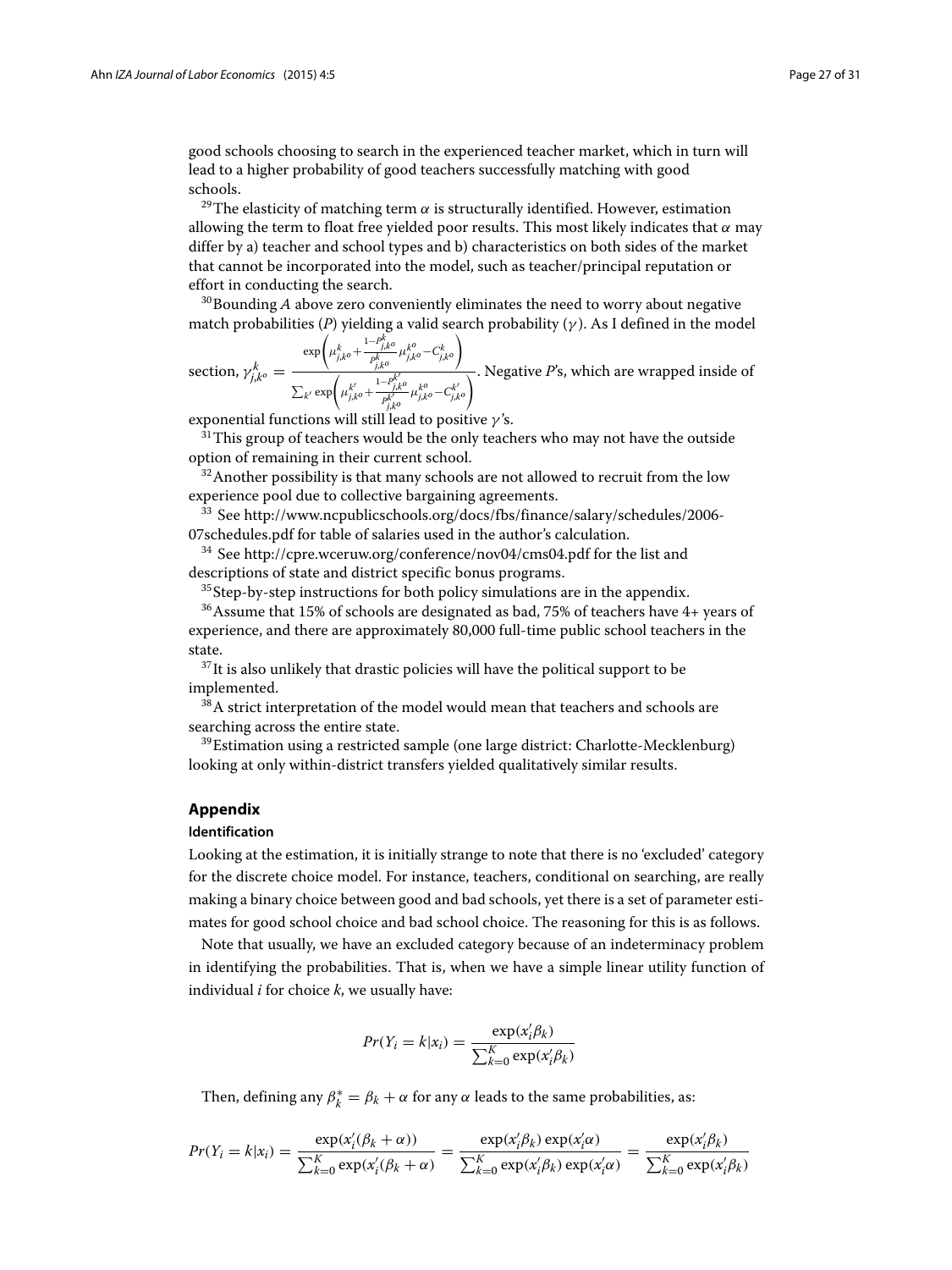good schools choosing to search in the experienced teacher market, which in turn will lead to a higher probability of good teachers successfully matching with good schools.

[29]The elasticity of matching term $\alpha$ is structurally identified. However, estimation allowing the term to float free yielded poor results. This most likely indicates that $\alpha$ may differ by a) teacher and school types and b) characteristics on both sides of the market that cannot be incorporated into the model, such as teacher/principal reputation or effort in conducting the search.

[30]Bounding $A$ above zero conveniently eliminates the need to worry about negative match probabilities ($P$) yielding a valid search probability ($\gamma$). As I defined in the model section, $\gamma_{j,k^o}^{k} = \frac{\exp\left(\mu_{j,k^o}^{k} + \frac{1-P_{j,k^o}^{k}}{P_{j,k^o}^{k}}\mu_{j,k^o}^{k^o} - C_{j,k^o}^{k}\right)}{\sum_{k'}\exp\left(\mu_{j,k^o}^{k'} + \frac{1-P_{j,k^o}^{k'}}{P_{j,k^o}^{k'}}\mu_{j,k^o}^{k^o} - C_{j,k^o}^{k'}\right)}$. Negative $P$'s, which are wrapped inside of exponential functions will still lead to positive $\gamma$'s.

[31]This group of teachers would be the only teachers who may not have the outside option of remaining in their current school.

[32]Another possibility is that many schools are not allowed to recruit from the low experience pool due to collective bargaining agreements.

[33] See http://www.ncpublicschools.org/docs/fbs/finance/salary/schedules/2006-07schedules.pdf for table of salaries used in the author's calculation.

[34] See http://cpre.wceruw.org/conference/nov04/cms04.pdf for the list and descriptions of state and district specific bonus programs.

[35]Step-by-step instructions for both policy simulations are in the appendix.

[36]Assume that 15% of schools are designated as bad, 75% of teachers have 4+ years of experience, and there are approximately 80,000 full-time public school teachers in the state.

[37]It is also unlikely that drastic policies will have the political support to be implemented.

[38]A strict interpretation of the model would mean that teachers and schools are searching across the entire state.

[39]Estimation using a restricted sample (one large district: Charlotte-Mecklenburg) looking at only within-district transfers yielded qualitatively similar results.

## Appendix

### Identification

Looking at the estimation, it is initially strange to note that there is no 'excluded' category for the discrete choice model. For instance, teachers, conditional on searching, are really making a binary choice between good and bad schools, yet there is a set of parameter estimates for good school choice and bad school choice. The reasoning for this is as follows.

Note that usually, we have an excluded category because of an indeterminacy problem in identifying the probabilities. That is, when we have a simple linear utility function of individual $i$ for choice $k$, we usually have:

$$Pr(Y_i = k|x_i) = \frac{\exp(x_i'\beta_k)}{\sum_{k=0}^{K}\exp(x_i'\beta_k)}$$

Then, defining any $\beta_k^* = \beta_k + \alpha$ for any $\alpha$ leads to the same probabilities, as:

$$Pr(Y_i = k|x_i) = \frac{\exp(x_i'(\beta_k + \alpha))}{\sum_{k=0}^{K}\exp(x_i'(\beta_k + \alpha)} = \frac{\exp(x_i'\beta_k)\exp(x_i'\alpha)}{\sum_{k=0}^{K}\exp(x_i'\beta_k)\exp(x_i'\alpha)} = \frac{\exp(x_i'\beta_k)}{\sum_{k=0}^{K}\exp(x_i'\beta_k)}$$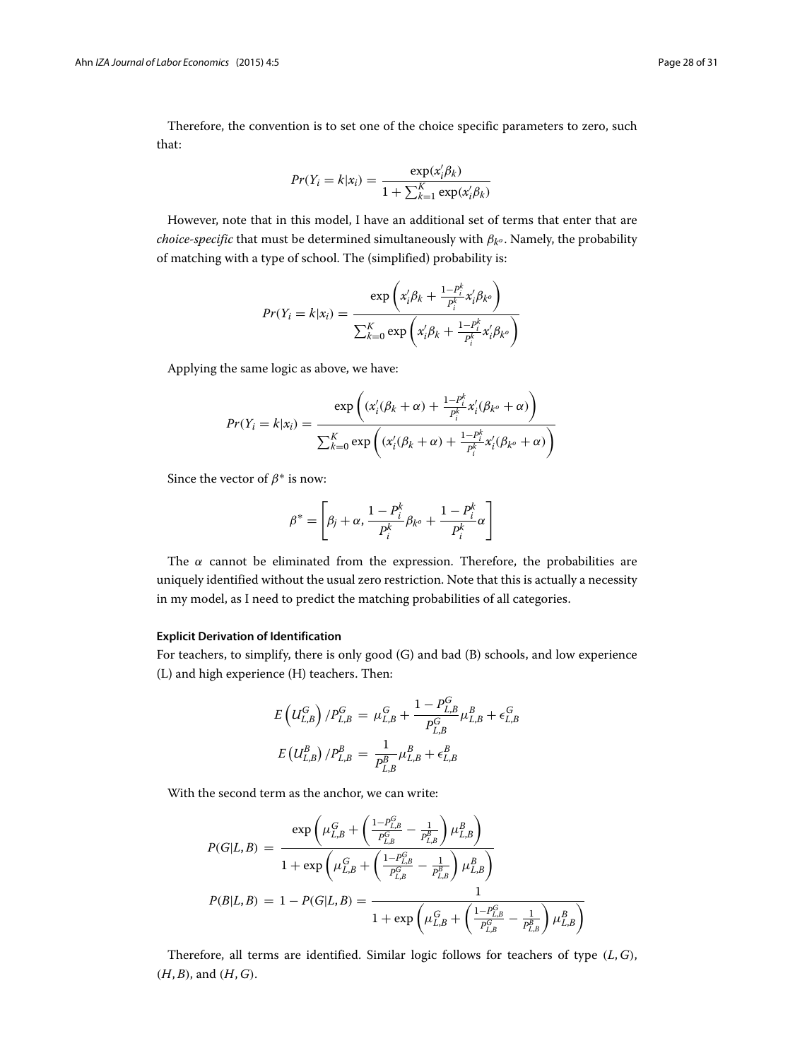Therefore, the convention is to set one of the choice specific parameters to zero, such that:

$$Pr(Y_i = k|x_i) = \frac{\exp(x_i'\beta_k)}{1 + \sum_{k=1}^{K} \exp(x_i'\beta_k)}$$

However, note that in this model, I have an additional set of terms that enter that are *choice-specific* that must be determined simultaneously with $\beta_{k^o}$. Namely, the probability of matching with a type of school. The (simplified) probability is:

$$Pr(Y_i = k|x_i) = \frac{\exp\left(x_i'\beta_k + \frac{1-P_i^k}{P_i^k}x_i'\beta_{k^o}\right)}{\sum_{k=0}^{K} \exp\left(x_i'\beta_k + \frac{1-P_i^k}{P_i^k}x_i'\beta_{k^o}\right)}$$

Applying the same logic as above, we have:

$$Pr(Y_i = k|x_i) = \frac{\exp\left((x_i'(\beta_k + \alpha) + \frac{1-P_i^k}{P_i^k}x_i'(\beta_{k^o} + \alpha)\right)}{\sum_{k=0}^{K} \exp\left((x_i'(\beta_k + \alpha) + \frac{1-P_i^k}{P_i^k}x_i'(\beta_{k^o} + \alpha)\right)}$$

Since the vector of $\beta^*$ is now:

$$\beta^* = \left[\beta_j + \alpha, \frac{1-P_i^k}{P_i^k}\beta_{k^o} + \frac{1-P_i^k}{P_i^k}\alpha\right]$$

The $\alpha$ cannot be eliminated from the expression. Therefore, the probabilities are uniquely identified without the usual zero restriction. Note that this is actually a necessity in my model, as I need to predict the matching probabilities of all categories.

#### Explicit Derivation of Identification

For teachers, to simplify, there is only good (G) and bad (B) schools, and low experience (L) and high experience (H) teachers. Then:

$$E\left(U_{L,B}^G\right)/P_{L,B}^G = \mu_{L,B}^G + \frac{1-P_{L,B}^G}{P_{L,B}^G}\mu_{L,B}^B + \epsilon_{L,B}^G$$

$$E\left(U_{L,B}^B\right)/P_{L,B}^B = \frac{1}{P_{L,B}^B}\mu_{L,B}^B + \epsilon_{L,B}^B$$

With the second term as the anchor, we can write:

$$P(G|L,B) = \frac{\exp\left(\mu_{L,B}^G + \left(\frac{1-P_{L,B}^G}{P_{L,B}^G} - \frac{1}{P_{L,B}^B}\right)\mu_{L,B}^B\right)}{1 + \exp\left(\mu_{L,B}^G + \left(\frac{1-P_{L,B}^G}{P_{L,B}^G} - \frac{1}{P_{L,B}^B}\right)\mu_{L,B}^B\right)}$$

$$P(B|L,B) = 1 - P(G|L,B) = \frac{1}{1 + \exp\left(\mu_{L,B}^G + \left(\frac{1-P_{L,B}^G}{P_{L,B}^G} - \frac{1}{P_{L,B}^B}\right)\mu_{L,B}^B\right)}$$

Therefore, all terms are identified. Similar logic follows for teachers of type $(L, G)$, $(H, B)$, and $(H, G)$.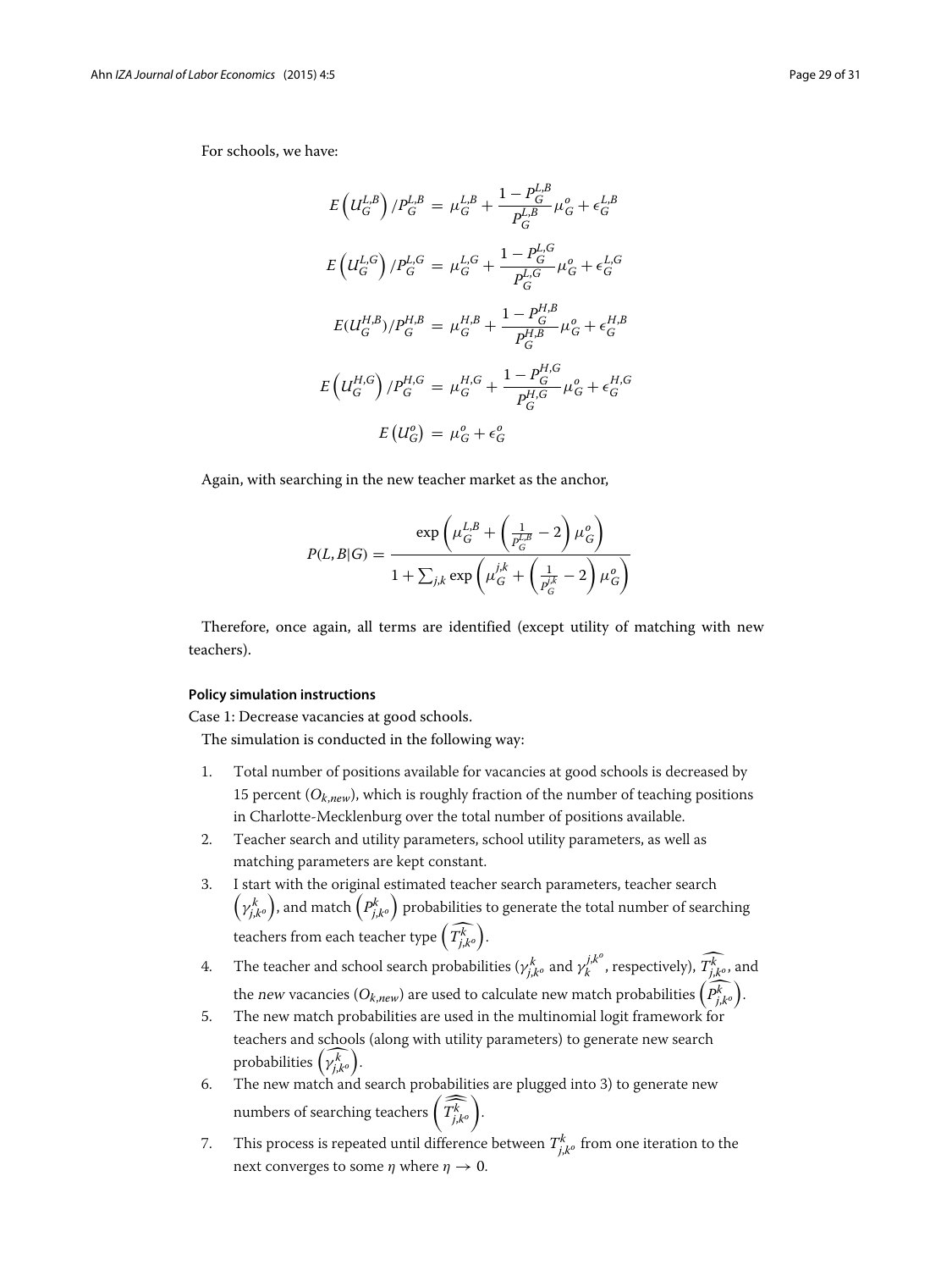For schools, we have:

$$E\left(U_G^{L,B}\right)/P_G^{L,B} = \mu_G^{L,B} + \frac{1-P_G^{L,B}}{P_G^{L,B}}\mu_G^o + \epsilon_G^{L,B}$$

$$E\left(U_G^{L,G}\right)/P_G^{L,G} = \mu_G^{L,G} + \frac{1-P_G^{L,G}}{P_G^{L,G}}\mu_G^o + \epsilon_G^{L,G}$$

$$E(U_G^{H,B})/P_G^{H,B} = \mu_G^{H,B} + \frac{1-P_G^{H,B}}{P_G^{H,B}}\mu_G^o + \epsilon_G^{H,B}$$

$$E\left(U_G^{H,G}\right)/P_G^{H,G} = \mu_G^{H,G} + \frac{1-P_G^{H,G}}{P_G^{H,G}}\mu_G^o + \epsilon_G^{H,G}$$

$$E\left(U_G^o\right) = \mu_G^o + \epsilon_G^o$$

Again, with searching in the new teacher market as the anchor,

$$P(L,B|G) = \frac{\exp\left(\mu_G^{L,B} + \left(\frac{1}{P_G^{L,B}} - 2\right)\mu_G^o\right)}{1 + \sum_{j,k}\exp\left(\mu_G^{j,k} + \left(\frac{1}{P_G^{j,k}} - 2\right)\mu_G^o\right)}$$

Therefore, once again, all terms are identified (except utility of matching with new teachers).

#### Policy simulation instructions

Case 1: Decrease vacancies at good schools.

The simulation is conducted in the following way:

1. Total number of positions available for vacancies at good schools is decreased by 15 percent ($O_{k,new}$), which is roughly fraction of the number of teaching positions in Charlotte-Mecklenburg over the total number of positions available.
2. Teacher search and utility parameters, school utility parameters, as well as matching parameters are kept constant.
3. I start with the original estimated teacher search parameters, teacher search $\left(\gamma_{j,k^o}^k\right)$, and match $\left(P_{j,k^o}^k\right)$ probabilities to generate the total number of searching teachers from each teacher type $\left(\widehat{T_{j,k^o}^k}\right)$.
4. The teacher and school search probabilities ($\gamma_{j,k^o}^k$ and $\gamma_k^{j,k^o}$, respectively), $\widehat{T_{j,k^o}^k}$, and the *new* vacancies ($O_{k,new}$) are used to calculate new match probabilities $\left(\widehat{P_{j,k^o}^k}\right)$.
5. The new match probabilities are used in the multinomial logit framework for teachers and schools (along with utility parameters) to generate new search probabilities $\left(\widehat{\gamma_{j,k^o}^k}\right)$.
6. The new match and search probabilities are plugged into 3) to generate new numbers of searching teachers $\left(\widehat{\widehat{T_{j,k^o}^k}}\right)$.
7. This process is repeated until difference between $T_{j,k^o}^k$ from one iteration to the next converges to some $\eta$ where $\eta \to 0$.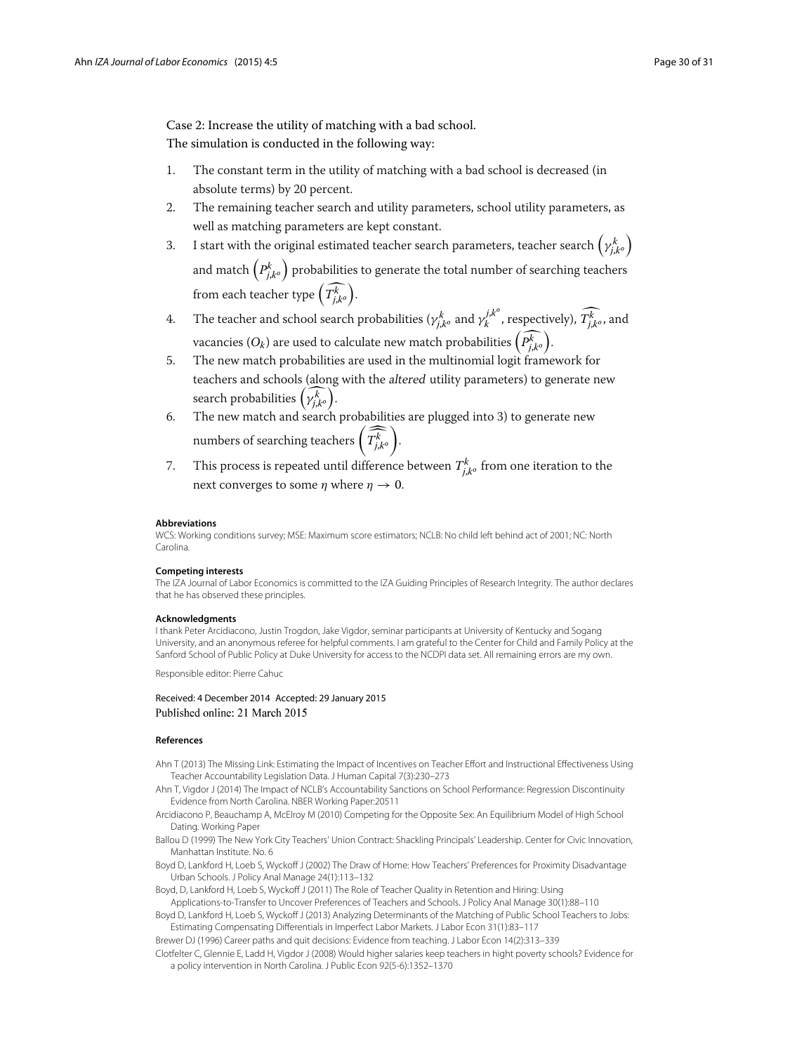Case 2: Increase the utility of matching with a bad school.
The simulation is conducted in the following way:

1. The constant term in the utility of matching with a bad school is decreased (in absolute terms) by 20 percent.
2. The remaining teacher search and utility parameters, school utility parameters, as well as matching parameters are kept constant.
3. I start with the original estimated teacher search parameters, teacher search $\left(\gamma^{k}_{j,k^o}\right)$ and match $\left(P^{k}_{j,k^o}\right)$ probabilities to generate the total number of searching teachers from each teacher type $\left(\widehat{T^{k}_{j,k^o}}\right)$.
4. The teacher and school search probabilities ($\gamma^{k}_{j,k^o}$ and $\gamma^{j,k^o}_{k}$, respectively), $\widehat{T^{k}_{j,k^o}}$, and vacancies ($O_k$) are used to calculate new match probabilities $\left(\widehat{P^{k}_{j,k^o}}\right)$.
5. The new match probabilities are used in the multinomial logit framework for teachers and schools (along with the *altered* utility parameters) to generate new search probabilities $\left(\widehat{\gamma^{k}_{j,k^o}}\right)$.
6. The new match and search probabilities are plugged into 3) to generate new numbers of searching teachers $\left(\widehat{\widehat{T^{k}_{j,k^o}}}\right)$.
7. This process is repeated until difference between $T^{k}_{j,k^o}$ from one iteration to the next converges to some $\eta$ where $\eta \rightarrow 0$.

#### Abbreviations

WCS: Working conditions survey; MSE: Maximum score estimators; NCLB: No child left behind act of 2001; NC: North Carolina.

#### Competing interests

The IZA Journal of Labor Economics is committed to the IZA Guiding Principles of Research Integrity. The author declares that he has observed these principles.

#### Acknowledgments

I thank Peter Arcidiacono, Justin Trogdon, Jake Vigdor, seminar participants at University of Kentucky and Sogang University, and an anonymous referee for helpful comments. I am grateful to the Center for Child and Family Policy at the Sanford School of Public Policy at Duke University for access to the NCDPI data set. All remaining errors are my own.

Responsible editor: Pierre Cahuc

Received: 4 December 2014 Accepted: 29 January 2015
Published online: 21 March 2015

#### References

Ahn T (2013) The Missing Link: Estimating the Impact of Incentives on Teacher Effort and Instructional Effectiveness Using Teacher Accountability Legislation Data. J Human Capital 7(3):230–273

Ahn T, Vigdor J (2014) The Impact of NCLB's Accountability Sanctions on School Performance: Regression Discontinuity Evidence from North Carolina. NBER Working Paper:20511

Arcidiacono P, Beauchamp A, McElroy M (2010) Competing for the Opposite Sex: An Equilibrium Model of High School Dating. Working Paper

Ballou D (1999) The New York City Teachers' Union Contract: Shackling Principals' Leadership. Center for Civic Innovation, Manhattan Institute. No. 6

Boyd D, Lankford H, Loeb S, Wyckoff J (2002) The Draw of Home: How Teachers' Preferences for Proximity Disadvantage Urban Schools. J Policy Anal Manage 24(1):113–132

Boyd, D, Lankford H, Loeb S, Wyckoff J (2011) The Role of Teacher Quality in Retention and Hiring: Using Applications-to-Transfer to Uncover Preferences of Teachers and Schools. J Policy Anal Manage 30(1):88–110

Boyd D, Lankford H, Loeb S, Wyckoff J (2013) Analyzing Determinants of the Matching of Public School Teachers to Jobs: Estimating Compensating Differentials in Imperfect Labor Markets. J Labor Econ 31(1):83–117

Brewer DJ (1996) Career paths and quit decisions: Evidence from teaching. J Labor Econ 14(2):313–339

Clotfelter C, Glennie E, Ladd H, Vigdor J (2008) Would higher salaries keep teachers in hight poverty schools? Evidence for a policy intervention in North Carolina. J Public Econ 92(5-6):1352–1370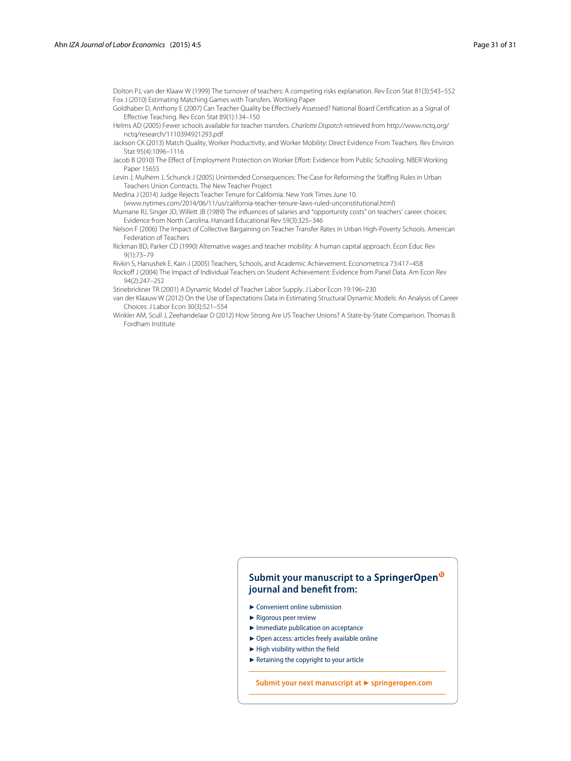Dolton PJ, van der Klaaw W (1999) The turnover of teachers: A competing risks explanation. Rev Econ Stat 81(3):543–552

Fox J (2010) Estimating Matching Games with Transfers. Working Paper

Goldhaber D, Anthony E (2007) Can Teacher Quality be Effectively Assessed? National Board Certification as a Signal of Effective Teaching. Rev Econ Stat 89(1):134–150

Helms AD (2005) Fewer schools available for teacher transfers. *Charlotte Dispatch* retrieved from http://www.nctq.org/nctq/research/1110394921293.pdf

Jackson CK (2013) Match Quality, Worker Productivity, and Worker Mobility: Direct Evidence From Teachers. Rev Environ Stat 95(4):1096–1116

Jacob B (2010) The Effect of Employment Protection on Worker Effort: Evidence from Public Schooling. NBER Working Paper 15655

Levin J, Mulhern J, Schunck J (2005) Unintended Consequences: The Case for Reforming the Staffing Rules in Urban Teachers Union Contracts. The New Teacher Project

Medina J (2014) Judge Rejects Teacher Tenure for California. New York Times June 10. (www.nytimes.com/2014/06/11/us/california-teacher-tenure-laws-ruled-unconstitutional.html)

Murnane RJ, Singer JD, Willett JB (1989) The influences of salaries and "opportunity costs" on teachers' career choices: Evidence from North Carolina. Harvard Educational Rev 59(3):325–346

Nelson F (2006) The Impact of Collective Bargaining on Teacher Transfer Rates in Urban High-Poverty Schools. American Federation of Teachers

Rickman BD, Parker CD (1990) Alternative wages and teacher mobility: A human capital approach. Econ Educ Rev 9(1):73–79

Rivkin S, Hanushek E, Kain J (2005) Teachers, Schools, and Academic Achievement. Econometrica 73:417–458

Rockoff J (2004) The Impact of Individual Teachers on Student Achievement: Evidence from Panel Data. Am Econ Rev 94(2):247–252

Stinebrickner TR (2001) A Dynamic Model of Teacher Labor Supply. J Labor Econ 19:196–230

van der Klaauw W (2012) On the Use of Expectations Data in Estimating Structural Dynamic Models: An Analysis of Career Choices. J Labor Econ 30(3):521–554

Winkler AM, Scull J, Zeehandelaar D (2012) How Strong Are US Teacher Unions? A State-by-State Comparison. Thomas B. Fordham Institute

**Submit your manuscript to a SpringerOpen journal and benefit from:**

- ► Convenient online submission
- ► Rigorous peer review
- ► Immediate publication on acceptance
- ► Open access: articles freely available online
- ► High visibility within the field
- ► Retaining the copyright to your article

**Submit your next manuscript at ► springeropen.com**